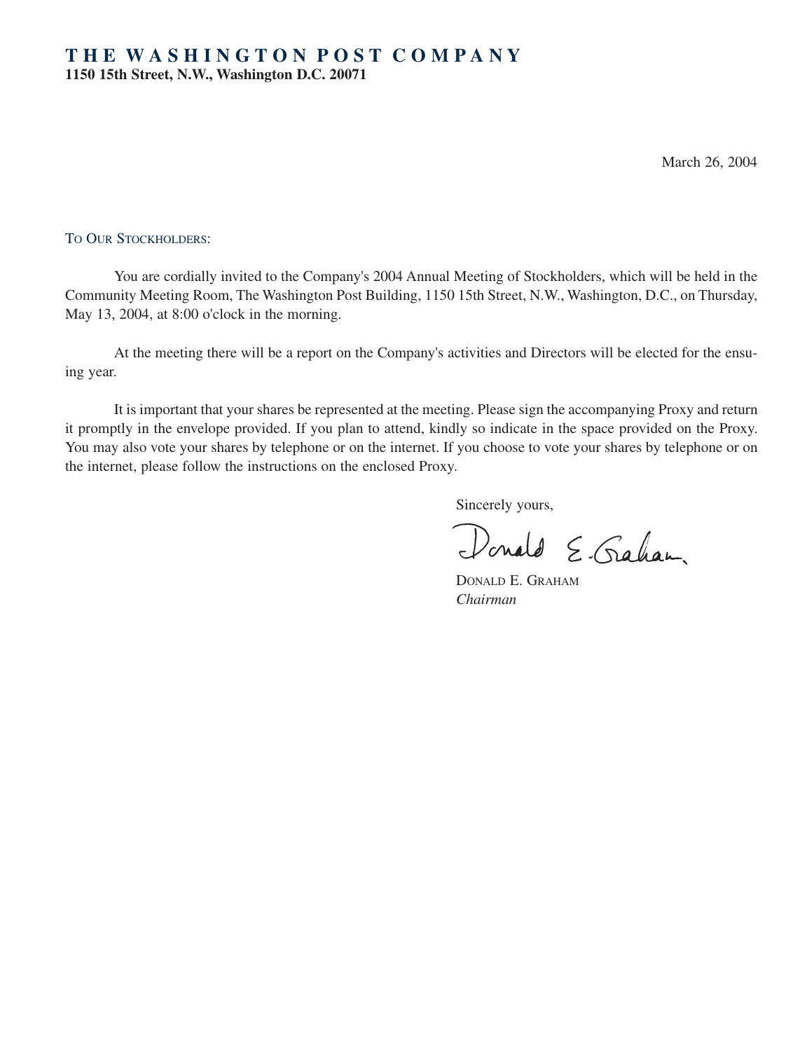# THE WASHINGTON POST COMPANY

**1150 15th Street, N.W., Washington D.C. 20071**

March 26, 2004

TO OUR STOCKHOLDERS:

You are cordially invited to the Company's 2004 Annual Meeting of Stockholders, which will be held in the Community Meeting Room, The Washington Post Building, 1150 15th Street, N.W., Washington, D.C., on Thursday, May 13, 2004, at 8:00 o'clock in the morning.

At the meeting there will be a report on the Company's activities and Directors will be elected for the ensuing year.

It is important that your shares be represented at the meeting. Please sign the accompanying Proxy and return it promptly in the envelope provided. If you plan to attend, kindly so indicate in the space provided on the Proxy. You may also vote your shares by telephone or on the internet. If you choose to vote your shares by telephone or on the internet, please follow the instructions on the enclosed Proxy.

Sincerely yours,

Donald E. Graham

DONALD E. GRAHAM
*Chairman*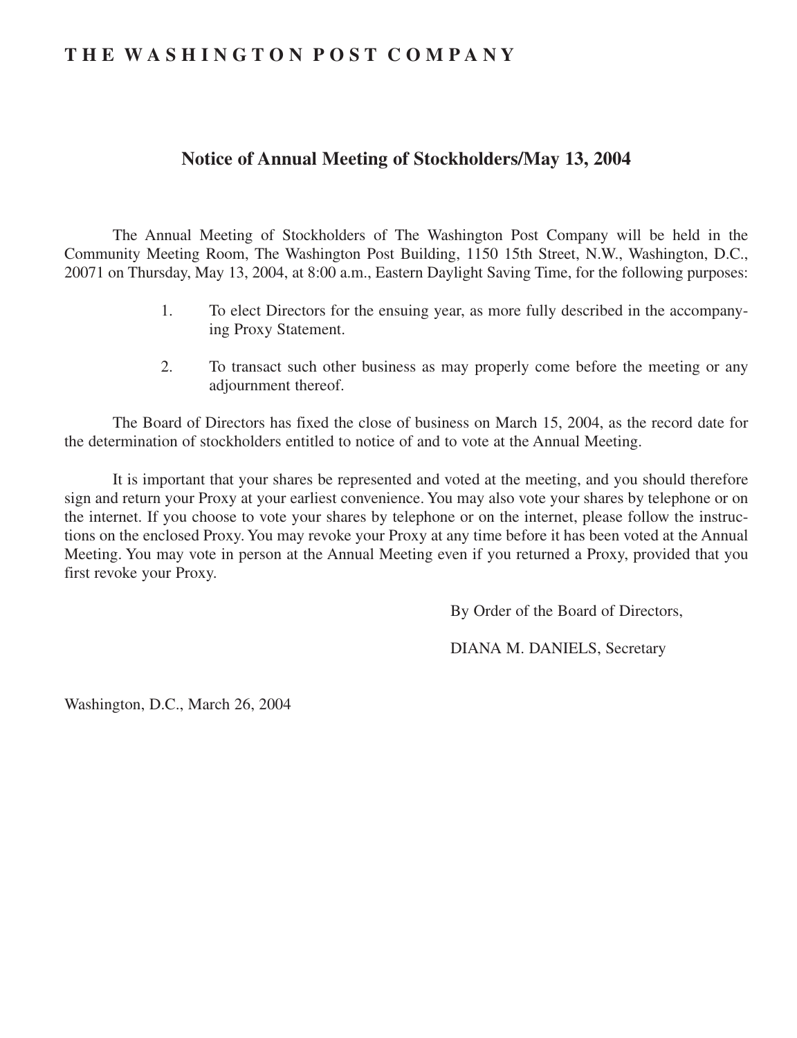# THE WASHINGTON POST COMPANY

## Notice of Annual Meeting of Stockholders/May 13, 2004

The Annual Meeting of Stockholders of The Washington Post Company will be held in the Community Meeting Room, The Washington Post Building, 1150 15th Street, N.W., Washington, D.C., 20071 on Thursday, May 13, 2004, at 8:00 a.m., Eastern Daylight Saving Time, for the following purposes:

1. To elect Directors for the ensuing year, as more fully described in the accompanying Proxy Statement.
2. To transact such other business as may properly come before the meeting or any adjournment thereof.

The Board of Directors has fixed the close of business on March 15, 2004, as the record date for the determination of stockholders entitled to notice of and to vote at the Annual Meeting.

It is important that your shares be represented and voted at the meeting, and you should therefore sign and return your Proxy at your earliest convenience. You may also vote your shares by telephone or on the internet. If you choose to vote your shares by telephone or on the internet, please follow the instructions on the enclosed Proxy. You may revoke your Proxy at any time before it has been voted at the Annual Meeting. You may vote in person at the Annual Meeting even if you returned a Proxy, provided that you first revoke your Proxy.

By Order of the Board of Directors,

DIANA M. DANIELS, Secretary

Washington, D.C., March 26, 2004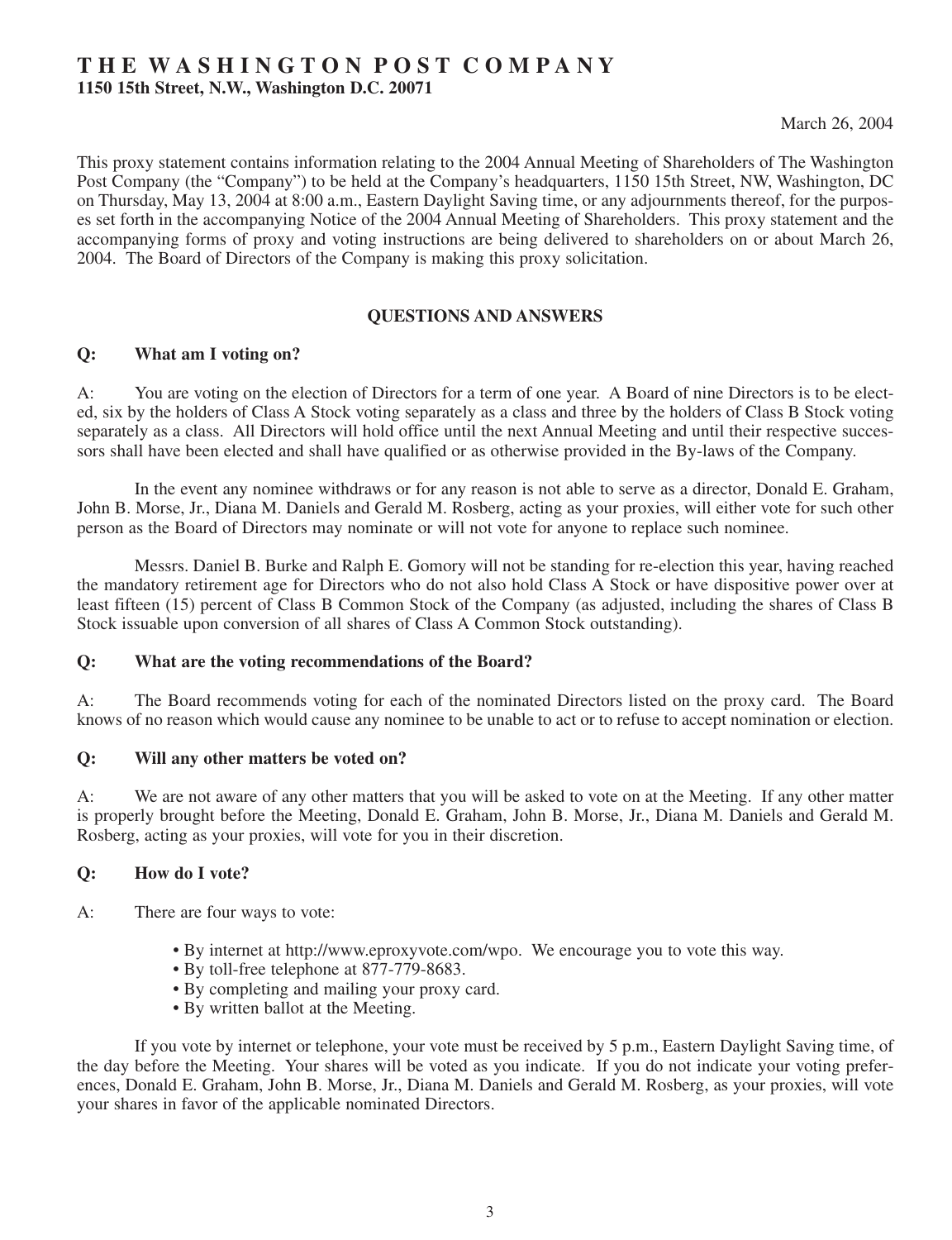# THE WASHINGTON POST COMPANY

**1150 15th Street, N.W., Washington D.C. 20071**

March 26, 2004

This proxy statement contains information relating to the 2004 Annual Meeting of Shareholders of The Washington Post Company (the "Company") to be held at the Company's headquarters, 1150 15th Street, NW, Washington, DC on Thursday, May 13, 2004 at 8:00 a.m., Eastern Daylight Saving time, or any adjournments thereof, for the purposes set forth in the accompanying Notice of the 2004 Annual Meeting of Shareholders. This proxy statement and the accompanying forms of proxy and voting instructions are being delivered to shareholders on or about March 26, 2004. The Board of Directors of the Company is making this proxy solicitation.

## QUESTIONS AND ANSWERS

**Q: What am I voting on?**

A: You are voting on the election of Directors for a term of one year. A Board of nine Directors is to be elected, six by the holders of Class A Stock voting separately as a class and three by the holders of Class B Stock voting separately as a class. All Directors will hold office until the next Annual Meeting and until their respective successors shall have been elected and shall have qualified or as otherwise provided in the By-laws of the Company.

In the event any nominee withdraws or for any reason is not able to serve as a director, Donald E. Graham, John B. Morse, Jr., Diana M. Daniels and Gerald M. Rosberg, acting as your proxies, will either vote for such other person as the Board of Directors may nominate or will not vote for anyone to replace such nominee.

Messrs. Daniel B. Burke and Ralph E. Gomory will not be standing for re-election this year, having reached the mandatory retirement age for Directors who do not also hold Class A Stock or have dispositive power over at least fifteen (15) percent of Class B Common Stock of the Company (as adjusted, including the shares of Class B Stock issuable upon conversion of all shares of Class A Common Stock outstanding).

**Q: What are the voting recommendations of the Board?**

A: The Board recommends voting for each of the nominated Directors listed on the proxy card. The Board knows of no reason which would cause any nominee to be unable to act or to refuse to accept nomination or election.

**Q: Will any other matters be voted on?**

A: We are not aware of any other matters that you will be asked to vote on at the Meeting. If any other matter is properly brought before the Meeting, Donald E. Graham, John B. Morse, Jr., Diana M. Daniels and Gerald M. Rosberg, acting as your proxies, will vote for you in their discretion.

**Q: How do I vote?**

A: There are four ways to vote:

- By internet at http://www.eproxyvote.com/wpo. We encourage you to vote this way.
- By toll-free telephone at 877-779-8683.
- By completing and mailing your proxy card.
- By written ballot at the Meeting.

If you vote by internet or telephone, your vote must be received by 5 p.m., Eastern Daylight Saving time, of the day before the Meeting. Your shares will be voted as you indicate. If you do not indicate your voting preferences, Donald E. Graham, John B. Morse, Jr., Diana M. Daniels and Gerald M. Rosberg, as your proxies, will vote your shares in favor of the applicable nominated Directors.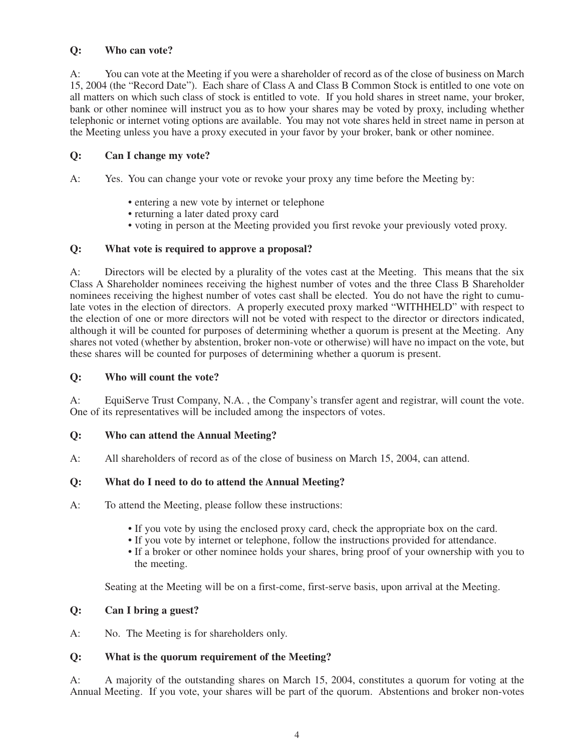**Q: Who can vote?**

A: You can vote at the Meeting if you were a shareholder of record as of the close of business on March 15, 2004 (the "Record Date"). Each share of Class A and Class B Common Stock is entitled to one vote on all matters on which such class of stock is entitled to vote. If you hold shares in street name, your broker, bank or other nominee will instruct you as to how your shares may be voted by proxy, including whether telephonic or internet voting options are available. You may not vote shares held in street name in person at the Meeting unless you have a proxy executed in your favor by your broker, bank or other nominee.

**Q: Can I change my vote?**

A: Yes. You can change your vote or revoke your proxy any time before the Meeting by:

- entering a new vote by internet or telephone
- returning a later dated proxy card
- voting in person at the Meeting provided you first revoke your previously voted proxy.

**Q: What vote is required to approve a proposal?**

A: Directors will be elected by a plurality of the votes cast at the Meeting. This means that the six Class A Shareholder nominees receiving the highest number of votes and the three Class B Shareholder nominees receiving the highest number of votes cast shall be elected. You do not have the right to cumulate votes in the election of directors. A properly executed proxy marked "WITHHELD" with respect to the election of one or more directors will not be voted with respect to the director or directors indicated, although it will be counted for purposes of determining whether a quorum is present at the Meeting. Any shares not voted (whether by abstention, broker non-vote or otherwise) will have no impact on the vote, but these shares will be counted for purposes of determining whether a quorum is present.

**Q: Who will count the vote?**

A: EquiServe Trust Company, N.A. , the Company's transfer agent and registrar, will count the vote. One of its representatives will be included among the inspectors of votes.

**Q: Who can attend the Annual Meeting?**

A: All shareholders of record as of the close of business on March 15, 2004, can attend.

**Q: What do I need to do to attend the Annual Meeting?**

A: To attend the Meeting, please follow these instructions:

- If you vote by using the enclosed proxy card, check the appropriate box on the card.
- If you vote by internet or telephone, follow the instructions provided for attendance.
- If a broker or other nominee holds your shares, bring proof of your ownership with you to the meeting.

Seating at the Meeting will be on a first-come, first-serve basis, upon arrival at the Meeting.

**Q: Can I bring a guest?**

A: No. The Meeting is for shareholders only.

**Q: What is the quorum requirement of the Meeting?**

A: A majority of the outstanding shares on March 15, 2004, constitutes a quorum for voting at the Annual Meeting. If you vote, your shares will be part of the quorum. Abstentions and broker non-votes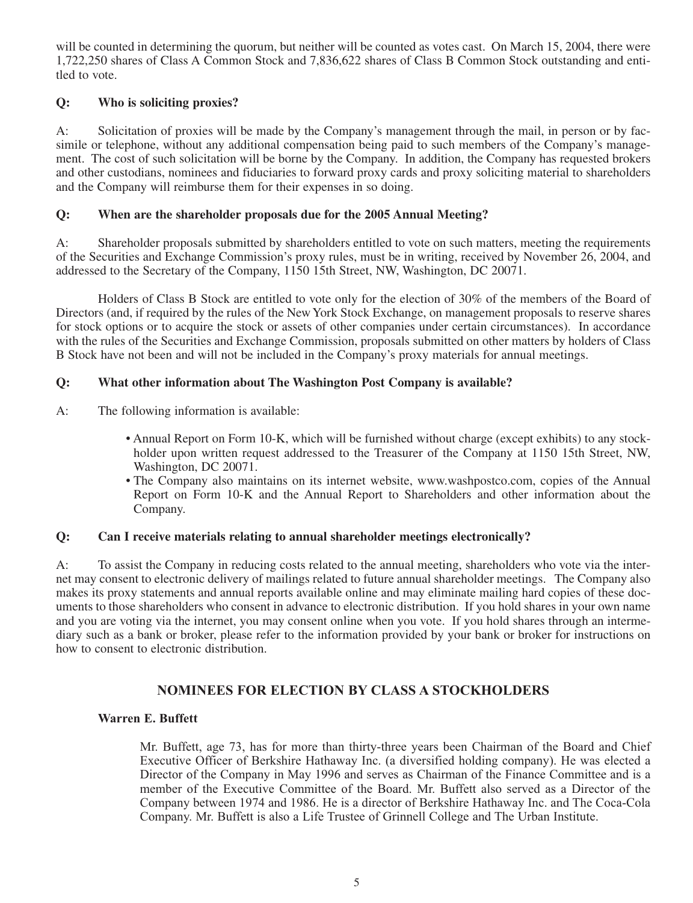will be counted in determining the quorum, but neither will be counted as votes cast. On March 15, 2004, there were 1,722,250 shares of Class A Common Stock and 7,836,622 shares of Class B Common Stock outstanding and entitled to vote.

**Q: Who is soliciting proxies?**

A: Solicitation of proxies will be made by the Company's management through the mail, in person or by facsimile or telephone, without any additional compensation being paid to such members of the Company's management. The cost of such solicitation will be borne by the Company. In addition, the Company has requested brokers and other custodians, nominees and fiduciaries to forward proxy cards and proxy soliciting material to shareholders and the Company will reimburse them for their expenses in so doing.

**Q: When are the shareholder proposals due for the 2005 Annual Meeting?**

A: Shareholder proposals submitted by shareholders entitled to vote on such matters, meeting the requirements of the Securities and Exchange Commission's proxy rules, must be in writing, received by November 26, 2004, and addressed to the Secretary of the Company, 1150 15th Street, NW, Washington, DC 20071.

Holders of Class B Stock are entitled to vote only for the election of 30% of the members of the Board of Directors (and, if required by the rules of the New York Stock Exchange, on management proposals to reserve shares for stock options or to acquire the stock or assets of other companies under certain circumstances). In accordance with the rules of the Securities and Exchange Commission, proposals submitted on other matters by holders of Class B Stock have not been and will not be included in the Company's proxy materials for annual meetings.

**Q: What other information about The Washington Post Company is available?**

A: The following information is available:

- Annual Report on Form 10-K, which will be furnished without charge (except exhibits) to any stockholder upon written request addressed to the Treasurer of the Company at 1150 15th Street, NW, Washington, DC 20071.
- The Company also maintains on its internet website, www.washpostco.com, copies of the Annual Report on Form 10-K and the Annual Report to Shareholders and other information about the Company.

**Q: Can I receive materials relating to annual shareholder meetings electronically?**

A: To assist the Company in reducing costs related to the annual meeting, shareholders who vote via the internet may consent to electronic delivery of mailings related to future annual shareholder meetings. The Company also makes its proxy statements and annual reports available online and may eliminate mailing hard copies of these documents to those shareholders who consent in advance to electronic distribution. If you hold shares in your own name and you are voting via the internet, you may consent online when you vote. If you hold shares through an intermediary such as a bank or broker, please refer to the information provided by your bank or broker for instructions on how to consent to electronic distribution.

## NOMINEES FOR ELECTION BY CLASS A STOCKHOLDERS

**Warren E. Buffett**

Mr. Buffett, age 73, has for more than thirty-three years been Chairman of the Board and Chief Executive Officer of Berkshire Hathaway Inc. (a diversified holding company). He was elected a Director of the Company in May 1996 and serves as Chairman of the Finance Committee and is a member of the Executive Committee of the Board. Mr. Buffett also served as a Director of the Company between 1974 and 1986. He is a director of Berkshire Hathaway Inc. and The Coca-Cola Company. Mr. Buffett is also a Life Trustee of Grinnell College and The Urban Institute.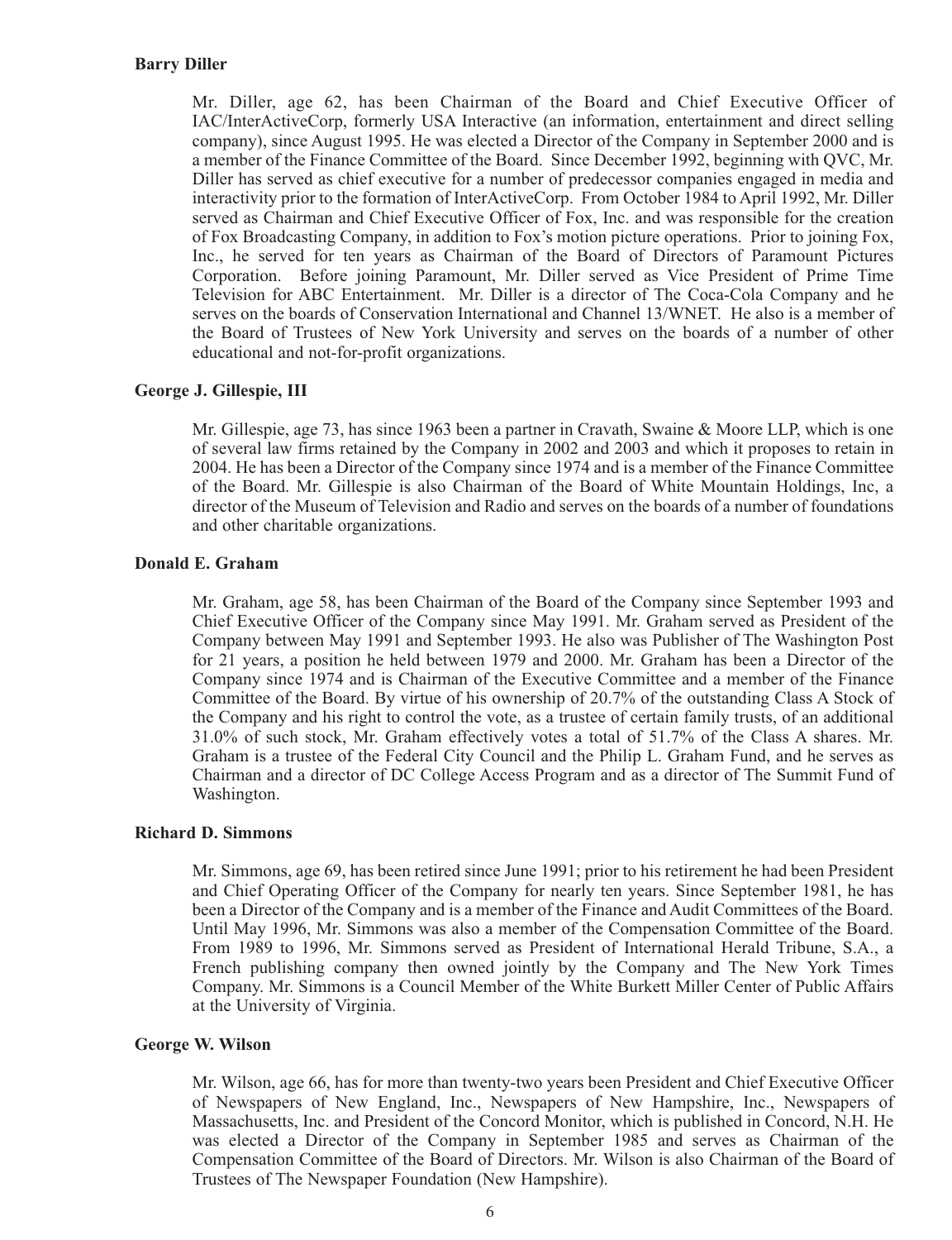**Barry Diller**

Mr. Diller, age 62, has been Chairman of the Board and Chief Executive Officer of IAC/InterActiveCorp, formerly USA Interactive (an information, entertainment and direct selling company), since August 1995. He was elected a Director of the Company in September 2000 and is a member of the Finance Committee of the Board. Since December 1992, beginning with QVC, Mr. Diller has served as chief executive for a number of predecessor companies engaged in media and interactivity prior to the formation of InterActiveCorp. From October 1984 to April 1992, Mr. Diller served as Chairman and Chief Executive Officer of Fox, Inc. and was responsible for the creation of Fox Broadcasting Company, in addition to Fox's motion picture operations. Prior to joining Fox, Inc., he served for ten years as Chairman of the Board of Directors of Paramount Pictures Corporation. Before joining Paramount, Mr. Diller served as Vice President of Prime Time Television for ABC Entertainment. Mr. Diller is a director of The Coca-Cola Company and he serves on the boards of Conservation International and Channel 13/WNET. He also is a member of the Board of Trustees of New York University and serves on the boards of a number of other educational and not-for-profit organizations.

**George J. Gillespie, III**

Mr. Gillespie, age 73, has since 1963 been a partner in Cravath, Swaine & Moore LLP, which is one of several law firms retained by the Company in 2002 and 2003 and which it proposes to retain in 2004. He has been a Director of the Company since 1974 and is a member of the Finance Committee of the Board. Mr. Gillespie is also Chairman of the Board of White Mountain Holdings, Inc, a director of the Museum of Television and Radio and serves on the boards of a number of foundations and other charitable organizations.

**Donald E. Graham**

Mr. Graham, age 58, has been Chairman of the Board of the Company since September 1993 and Chief Executive Officer of the Company since May 1991. Mr. Graham served as President of the Company between May 1991 and September 1993. He also was Publisher of The Washington Post for 21 years, a position he held between 1979 and 2000. Mr. Graham has been a Director of the Company since 1974 and is Chairman of the Executive Committee and a member of the Finance Committee of the Board. By virtue of his ownership of 20.7% of the outstanding Class A Stock of the Company and his right to control the vote, as a trustee of certain family trusts, of an additional 31.0% of such stock, Mr. Graham effectively votes a total of 51.7% of the Class A shares. Mr. Graham is a trustee of the Federal City Council and the Philip L. Graham Fund, and he serves as Chairman and a director of DC College Access Program and as a director of The Summit Fund of Washington.

**Richard D. Simmons**

Mr. Simmons, age 69, has been retired since June 1991; prior to his retirement he had been President and Chief Operating Officer of the Company for nearly ten years. Since September 1981, he has been a Director of the Company and is a member of the Finance and Audit Committees of the Board. Until May 1996, Mr. Simmons was also a member of the Compensation Committee of the Board. From 1989 to 1996, Mr. Simmons served as President of International Herald Tribune, S.A., a French publishing company then owned jointly by the Company and The New York Times Company. Mr. Simmons is a Council Member of the White Burkett Miller Center of Public Affairs at the University of Virginia.

**George W. Wilson**

Mr. Wilson, age 66, has for more than twenty-two years been President and Chief Executive Officer of Newspapers of New England, Inc., Newspapers of New Hampshire, Inc., Newspapers of Massachusetts, Inc. and President of the Concord Monitor, which is published in Concord, N.H. He was elected a Director of the Company in September 1985 and serves as Chairman of the Compensation Committee of the Board of Directors. Mr. Wilson is also Chairman of the Board of Trustees of The Newspaper Foundation (New Hampshire).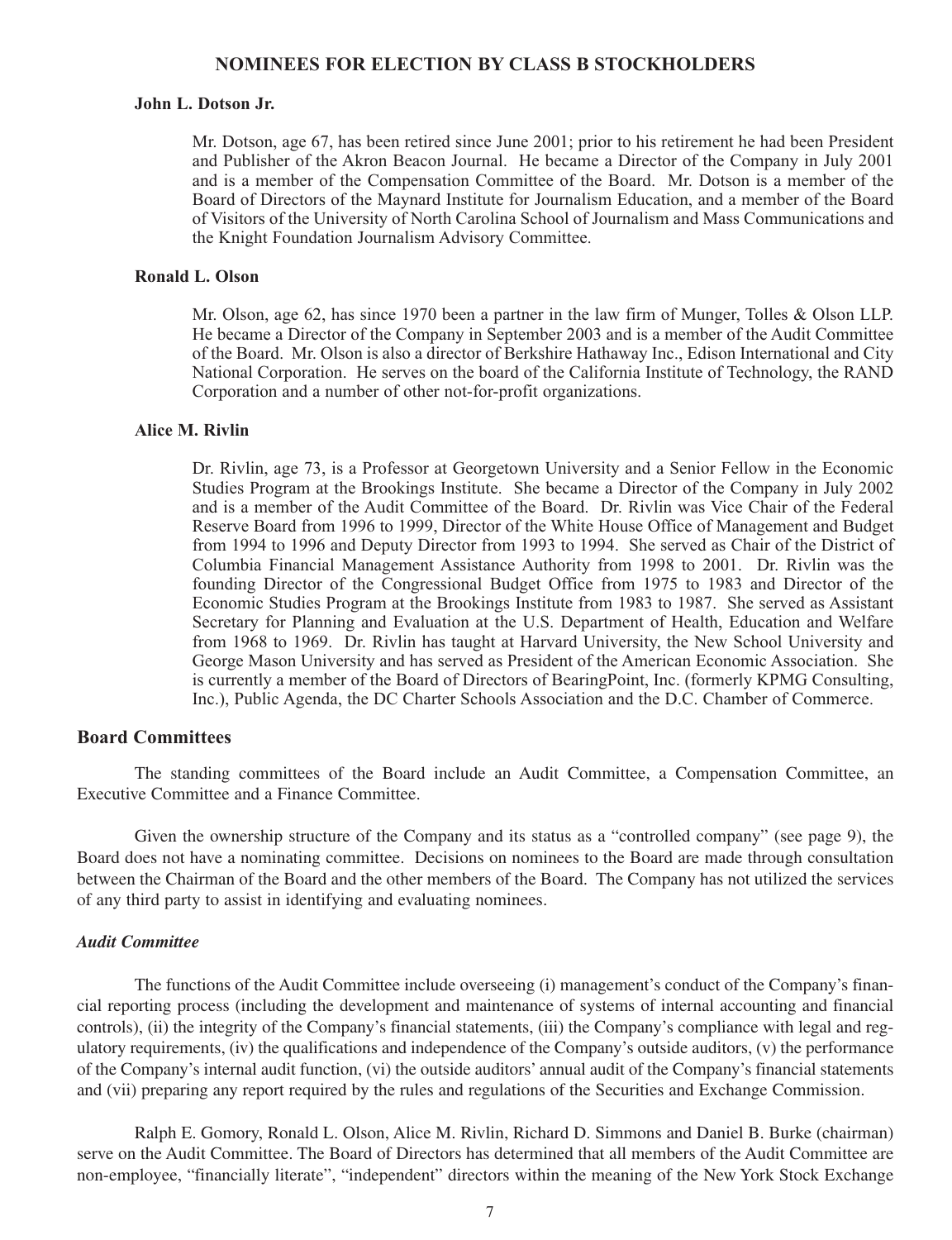## NOMINEES FOR ELECTION BY CLASS B STOCKHOLDERS

**John L. Dotson Jr.**

Mr. Dotson, age 67, has been retired since June 2001; prior to his retirement he had been President and Publisher of the Akron Beacon Journal. He became a Director of the Company in July 2001 and is a member of the Compensation Committee of the Board. Mr. Dotson is a member of the Board of Directors of the Maynard Institute for Journalism Education, and a member of the Board of Visitors of the University of North Carolina School of Journalism and Mass Communications and the Knight Foundation Journalism Advisory Committee.

**Ronald L. Olson**

Mr. Olson, age 62, has since 1970 been a partner in the law firm of Munger, Tolles & Olson LLP. He became a Director of the Company in September 2003 and is a member of the Audit Committee of the Board. Mr. Olson is also a director of Berkshire Hathaway Inc., Edison International and City National Corporation. He serves on the board of the California Institute of Technology, the RAND Corporation and a number of other not-for-profit organizations.

**Alice M. Rivlin**

Dr. Rivlin, age 73, is a Professor at Georgetown University and a Senior Fellow in the Economic Studies Program at the Brookings Institute. She became a Director of the Company in July 2002 and is a member of the Audit Committee of the Board. Dr. Rivlin was Vice Chair of the Federal Reserve Board from 1996 to 1999, Director of the White House Office of Management and Budget from 1994 to 1996 and Deputy Director from 1993 to 1994. She served as Chair of the District of Columbia Financial Management Assistance Authority from 1998 to 2001. Dr. Rivlin was the founding Director of the Congressional Budget Office from 1975 to 1983 and Director of the Economic Studies Program at the Brookings Institute from 1983 to 1987. She served as Assistant Secretary for Planning and Evaluation at the U.S. Department of Health, Education and Welfare from 1968 to 1969. Dr. Rivlin has taught at Harvard University, the New School University and George Mason University and has served as President of the American Economic Association. She is currently a member of the Board of Directors of BearingPoint, Inc. (formerly KPMG Consulting, Inc.), Public Agenda, the DC Charter Schools Association and the D.C. Chamber of Commerce.

## Board Committees

The standing committees of the Board include an Audit Committee, a Compensation Committee, an Executive Committee and a Finance Committee.

Given the ownership structure of the Company and its status as a "controlled company" (see page 9), the Board does not have a nominating committee. Decisions on nominees to the Board are made through consultation between the Chairman of the Board and the other members of the Board. The Company has not utilized the services of any third party to assist in identifying and evaluating nominees.

### *Audit Committee*

The functions of the Audit Committee include overseeing (i) management's conduct of the Company's financial reporting process (including the development and maintenance of systems of internal accounting and financial controls), (ii) the integrity of the Company's financial statements, (iii) the Company's compliance with legal and regulatory requirements, (iv) the qualifications and independence of the Company's outside auditors, (v) the performance of the Company's internal audit function, (vi) the outside auditors' annual audit of the Company's financial statements and (vii) preparing any report required by the rules and regulations of the Securities and Exchange Commission.

Ralph E. Gomory, Ronald L. Olson, Alice M. Rivlin, Richard D. Simmons and Daniel B. Burke (chairman) serve on the Audit Committee. The Board of Directors has determined that all members of the Audit Committee are non-employee, "financially literate", "independent" directors within the meaning of the New York Stock Exchange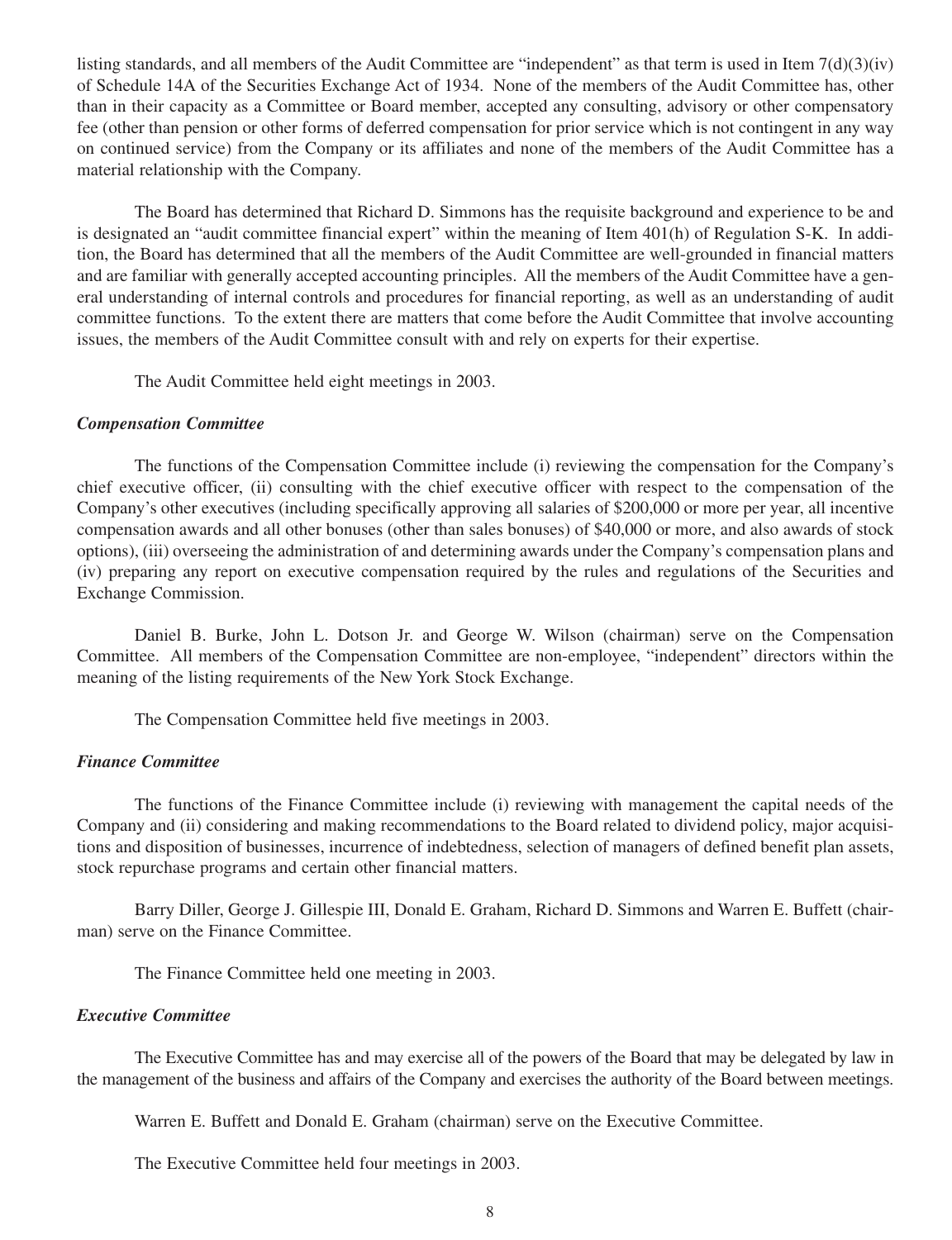listing standards, and all members of the Audit Committee are "independent" as that term is used in Item 7(d)(3)(iv) of Schedule 14A of the Securities Exchange Act of 1934. None of the members of the Audit Committee has, other than in their capacity as a Committee or Board member, accepted any consulting, advisory or other compensatory fee (other than pension or other forms of deferred compensation for prior service which is not contingent in any way on continued service) from the Company or its affiliates and none of the members of the Audit Committee has a material relationship with the Company.

The Board has determined that Richard D. Simmons has the requisite background and experience to be and is designated an "audit committee financial expert" within the meaning of Item 401(h) of Regulation S-K. In addition, the Board has determined that all the members of the Audit Committee are well-grounded in financial matters and are familiar with generally accepted accounting principles. All the members of the Audit Committee have a general understanding of internal controls and procedures for financial reporting, as well as an understanding of audit committee functions. To the extent there are matters that come before the Audit Committee that involve accounting issues, the members of the Audit Committee consult with and rely on experts for their expertise.

The Audit Committee held eight meetings in 2003.

***Compensation Committee***

The functions of the Compensation Committee include (i) reviewing the compensation for the Company's chief executive officer, (ii) consulting with the chief executive officer with respect to the compensation of the Company's other executives (including specifically approving all salaries of $200,000 or more per year, all incentive compensation awards and all other bonuses (other than sales bonuses) of $40,000 or more, and also awards of stock options), (iii) overseeing the administration of and determining awards under the Company's compensation plans and (iv) preparing any report on executive compensation required by the rules and regulations of the Securities and Exchange Commission.

Daniel B. Burke, John L. Dotson Jr. and George W. Wilson (chairman) serve on the Compensation Committee. All members of the Compensation Committee are non-employee, "independent" directors within the meaning of the listing requirements of the New York Stock Exchange.

The Compensation Committee held five meetings in 2003.

***Finance Committee***

The functions of the Finance Committee include (i) reviewing with management the capital needs of the Company and (ii) considering and making recommendations to the Board related to dividend policy, major acquisitions and disposition of businesses, incurrence of indebtedness, selection of managers of defined benefit plan assets, stock repurchase programs and certain other financial matters.

Barry Diller, George J. Gillespie III, Donald E. Graham, Richard D. Simmons and Warren E. Buffett (chairman) serve on the Finance Committee.

The Finance Committee held one meeting in 2003.

***Executive Committee***

The Executive Committee has and may exercise all of the powers of the Board that may be delegated by law in the management of the business and affairs of the Company and exercises the authority of the Board between meetings.

Warren E. Buffett and Donald E. Graham (chairman) serve on the Executive Committee.

The Executive Committee held four meetings in 2003.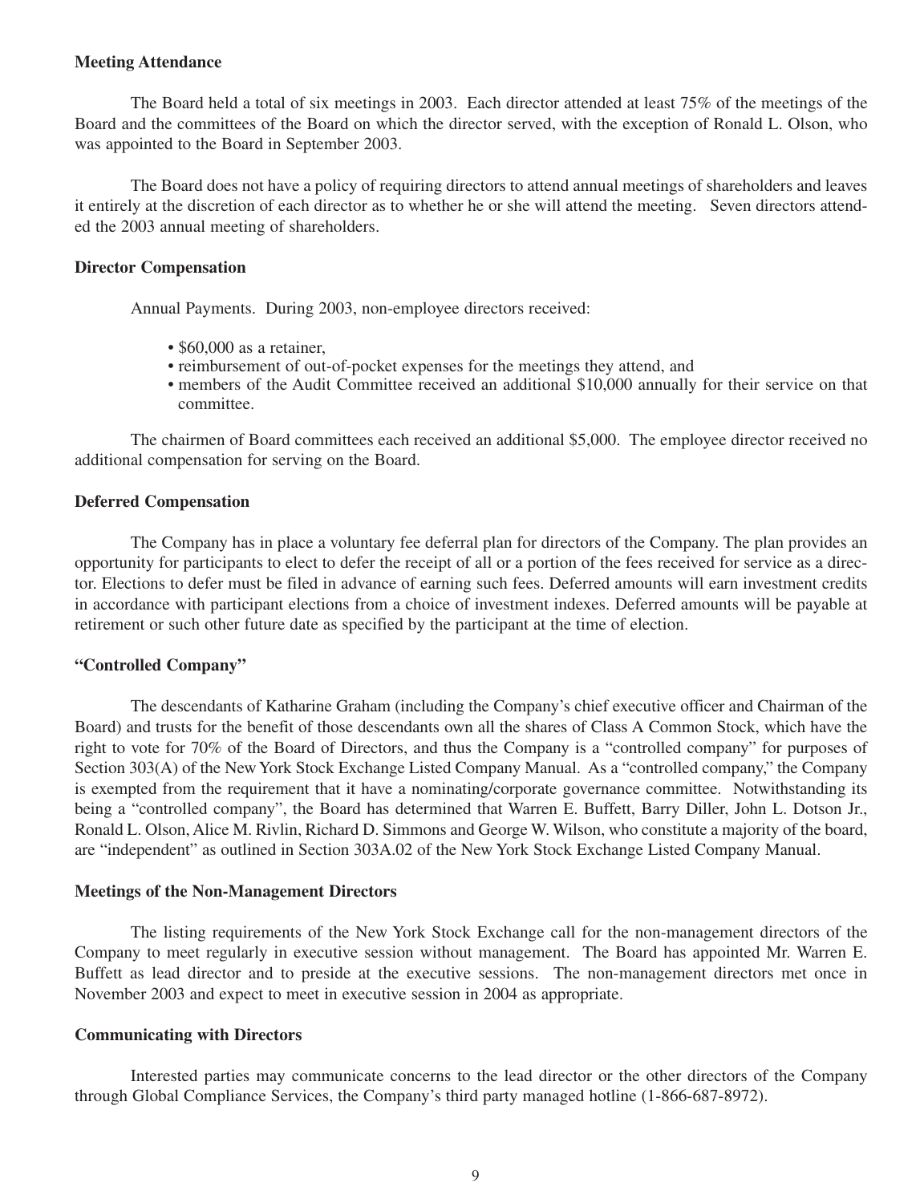**Meeting Attendance**

The Board held a total of six meetings in 2003. Each director attended at least 75% of the meetings of the Board and the committees of the Board on which the director served, with the exception of Ronald L. Olson, who was appointed to the Board in September 2003.

The Board does not have a policy of requiring directors to attend annual meetings of shareholders and leaves it entirely at the discretion of each director as to whether he or she will attend the meeting. Seven directors attended the 2003 annual meeting of shareholders.

**Director Compensation**

Annual Payments. During 2003, non-employee directors received:

- $60,000 as a retainer,
- reimbursement of out-of-pocket expenses for the meetings they attend, and
- members of the Audit Committee received an additional $10,000 annually for their service on that committee.

The chairmen of Board committees each received an additional $5,000. The employee director received no additional compensation for serving on the Board.

**Deferred Compensation**

The Company has in place a voluntary fee deferral plan for directors of the Company. The plan provides an opportunity for participants to elect to defer the receipt of all or a portion of the fees received for service as a director. Elections to defer must be filed in advance of earning such fees. Deferred amounts will earn investment credits in accordance with participant elections from a choice of investment indexes. Deferred amounts will be payable at retirement or such other future date as specified by the participant at the time of election.

**"Controlled Company"**

The descendants of Katharine Graham (including the Company's chief executive officer and Chairman of the Board) and trusts for the benefit of those descendants own all the shares of Class A Common Stock, which have the right to vote for 70% of the Board of Directors, and thus the Company is a "controlled company" for purposes of Section 303(A) of the New York Stock Exchange Listed Company Manual. As a "controlled company," the Company is exempted from the requirement that it have a nominating/corporate governance committee. Notwithstanding its being a "controlled company", the Board has determined that Warren E. Buffett, Barry Diller, John L. Dotson Jr., Ronald L. Olson, Alice M. Rivlin, Richard D. Simmons and George W. Wilson, who constitute a majority of the board, are "independent" as outlined in Section 303A.02 of the New York Stock Exchange Listed Company Manual.

**Meetings of the Non-Management Directors**

The listing requirements of the New York Stock Exchange call for the non-management directors of the Company to meet regularly in executive session without management. The Board has appointed Mr. Warren E. Buffett as lead director and to preside at the executive sessions. The non-management directors met once in November 2003 and expect to meet in executive session in 2004 as appropriate.

**Communicating with Directors**

Interested parties may communicate concerns to the lead director or the other directors of the Company through Global Compliance Services, the Company's third party managed hotline (1-866-687-8972).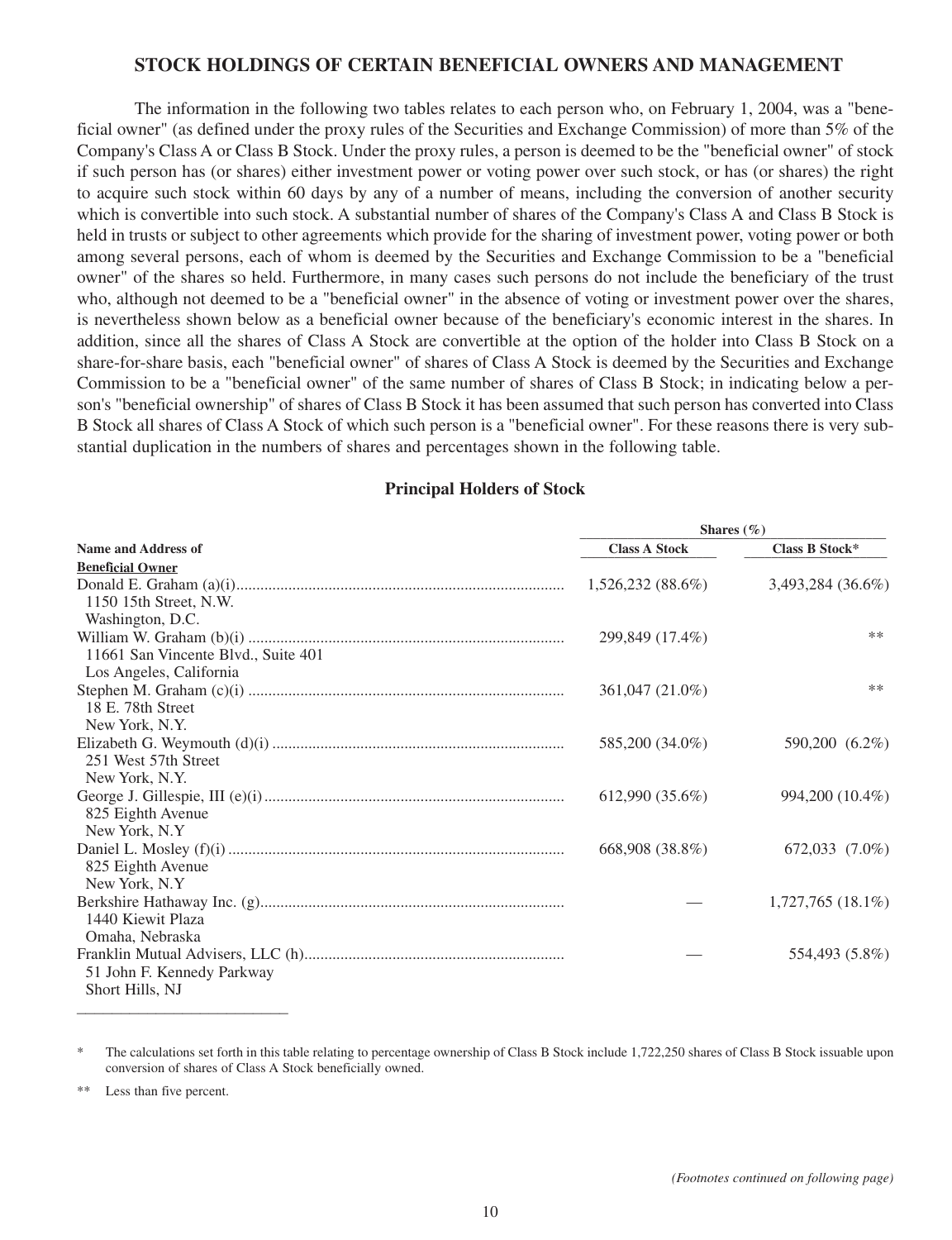## STOCK HOLDINGS OF CERTAIN BENEFICIAL OWNERS AND MANAGEMENT

The information in the following two tables relates to each person who, on February 1, 2004, was a "beneficial owner" (as defined under the proxy rules of the Securities and Exchange Commission) of more than 5% of the Company's Class A or Class B Stock. Under the proxy rules, a person is deemed to be the "beneficial owner" of stock if such person has (or shares) either investment power or voting power over such stock, or has (or shares) the right to acquire such stock within 60 days by any of a number of means, including the conversion of another security which is convertible into such stock. A substantial number of shares of the Company's Class A and Class B Stock is held in trusts or subject to other agreements which provide for the sharing of investment power, voting power or both among several persons, each of whom is deemed by the Securities and Exchange Commission to be a "beneficial owner" of the shares so held. Furthermore, in many cases such persons do not include the beneficiary of the trust who, although not deemed to be a "beneficial owner" in the absence of voting or investment power over the shares, is nevertheless shown below as a beneficial owner because of the beneficiary's economic interest in the shares. In addition, since all the shares of Class A Stock are convertible at the option of the holder into Class B Stock on a share-for-share basis, each "beneficial owner" of shares of Class A Stock is deemed by the Securities and Exchange Commission to be a "beneficial owner" of the same number of shares of Class B Stock; in indicating below a person's "beneficial ownership" of shares of Class B Stock it has been assumed that such person has converted into Class B Stock all shares of Class A Stock of which such person is a "beneficial owner". For these reasons there is very substantial duplication in the numbers of shares and percentages shown in the following table.

### Principal Holders of Stock

| Name and Address of Beneficial Owner | Shares (%) Class A Stock | Class B Stock* |
|---|---|---|
| Donald E. Graham (a)(i)<br>1150 15th Street, N.W.<br>Washington, D.C. | 1,526,232 (88.6%) | 3,493,284 (36.6%) |
| William W. Graham (b)(i)<br>11661 San Vincente Blvd., Suite 401<br>Los Angeles, California | 299,849 (17.4%) | ** |
| Stephen M. Graham (c)(i)<br>18 E. 78th Street<br>New York, N.Y. | 361,047 (21.0%) | ** |
| Elizabeth G. Weymouth (d)(i)<br>251 West 57th Street<br>New York, N.Y. | 585,200 (34.0%) | 590,200 (6.2%) |
| George J. Gillespie, III (e)(i)<br>825 Eighth Avenue<br>New York, N.Y | 612,990 (35.6%) | 994,200 (10.4%) |
| Daniel L. Mosley (f)(i)<br>825 Eighth Avenue<br>New York, N.Y | 668,908 (38.8%) | 672,033 (7.0%) |
| Berkshire Hathaway Inc. (g)<br>1440 Kiewit Plaza<br>Omaha, Nebraska | — | 1,727,765 (18.1%) |
| Franklin Mutual Advisers, LLC (h)<br>51 John F. Kennedy Parkway<br>Short Hills, NJ | — | 554,493 (5.8%) |

\* The calculations set forth in this table relating to percentage ownership of Class B Stock include 1,722,250 shares of Class B Stock issuable upon conversion of shares of Class A Stock beneficially owned.

** Less than five percent.

*(Footnotes continued on following page)*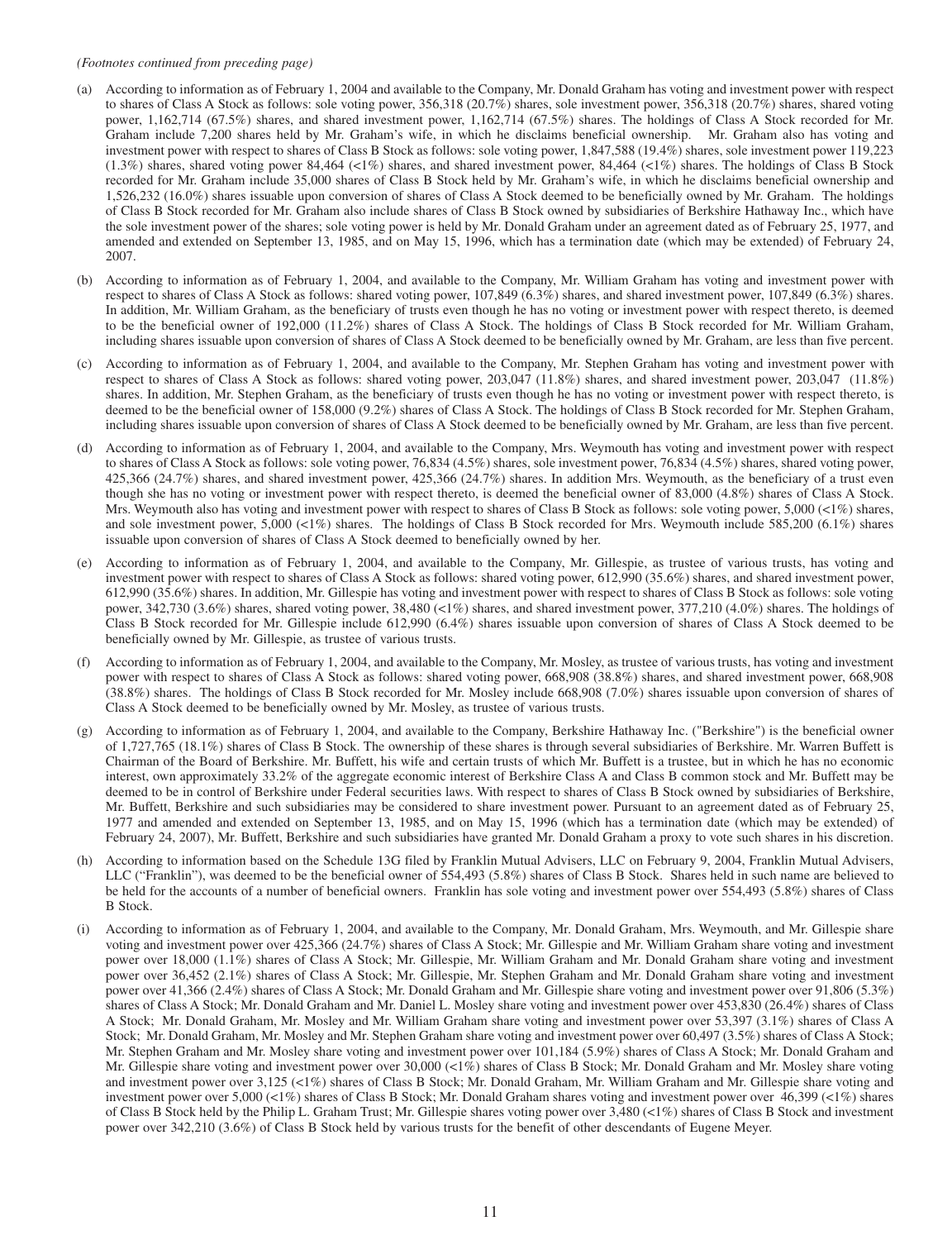*(Footnotes continued from preceding page)*

(a) According to information as of February 1, 2004 and available to the Company, Mr. Donald Graham has voting and investment power with respect to shares of Class A Stock as follows: sole voting power, 356,318 (20.7%) shares, sole investment power, 356,318 (20.7%) shares, shared voting power, 1,162,714 (67.5%) shares, and shared investment power, 1,162,714 (67.5%) shares. The holdings of Class A Stock recorded for Mr. Graham include 7,200 shares held by Mr. Graham's wife, in which he disclaims beneficial ownership. Mr. Graham also has voting and investment power with respect to shares of Class B Stock as follows: sole voting power, 1,847,588 (19.4%) shares, sole investment power 119,223 (1.3%) shares, shared voting power 84,464 (<1%) shares, and shared investment power, 84,464 (<1%) shares. The holdings of Class B Stock recorded for Mr. Graham include 35,000 shares of Class B Stock held by Mr. Graham's wife, in which he disclaims beneficial ownership and 1,526,232 (16.0%) shares issuable upon conversion of shares of Class A Stock deemed to be beneficially owned by Mr. Graham. The holdings of Class B Stock recorded for Mr. Graham also include shares of Class B Stock owned by subsidiaries of Berkshire Hathaway Inc., which have the sole investment power of the shares; sole voting power is held by Mr. Donald Graham under an agreement dated as of February 25, 1977, and amended and extended on September 13, 1985, and on May 15, 1996, which has a termination date (which may be extended) of February 24, 2007.

(b) According to information as of February 1, 2004, and available to the Company, Mr. William Graham has voting and investment power with respect to shares of Class A Stock as follows: shared voting power, 107,849 (6.3%) shares, and shared investment power, 107,849 (6.3%) shares. In addition, Mr. William Graham, as the beneficiary of trusts even though he has no voting or investment power with respect thereto, is deemed to be the beneficial owner of 192,000 (11.2%) shares of Class A Stock. The holdings of Class B Stock recorded for Mr. William Graham, including shares issuable upon conversion of shares of Class A Stock deemed to be beneficially owned by Mr. Graham, are less than five percent.

(c) According to information as of February 1, 2004, and available to the Company, Mr. Stephen Graham has voting and investment power with respect to shares of Class A Stock as follows: shared voting power, 203,047 (11.8%) shares, and shared investment power, 203,047 (11.8%) shares. In addition, Mr. Stephen Graham, as the beneficiary of trusts even though he has no voting or investment power with respect thereto, is deemed to be the beneficial owner of 158,000 (9.2%) shares of Class A Stock. The holdings of Class B Stock recorded for Mr. Stephen Graham, including shares issuable upon conversion of shares of Class A Stock deemed to be beneficially owned by Mr. Graham, are less than five percent.

(d) According to information as of February 1, 2004, and available to the Company, Mrs. Weymouth has voting and investment power with respect to shares of Class A Stock as follows: sole voting power, 76,834 (4.5%) shares, sole investment power, 76,834 (4.5%) shares, shared voting power, 425,366 (24.7%) shares, and shared investment power, 425,366 (24.7%) shares. In addition Mrs. Weymouth, as the beneficiary of a trust even though she has no voting or investment power with respect thereto, is deemed the beneficial owner of 83,000 (4.8%) shares of Class A Stock. Mrs. Weymouth also has voting and investment power with respect to shares of Class B Stock as follows: sole voting power, 5,000 (<1%) shares, and sole investment power, 5,000 (<1%) shares. The holdings of Class B Stock recorded for Mrs. Weymouth include 585,200 (6.1%) shares issuable upon conversion of shares of Class A Stock deemed to beneficially owned by her.

(e) According to information as of February 1, 2004, and available to the Company, Mr. Gillespie, as trustee of various trusts, has voting and investment power with respect to shares of Class A Stock as follows: shared voting power, 612,990 (35.6%) shares, and shared investment power, 612,990 (35.6%) shares. In addition, Mr. Gillespie has voting and investment power with respect to shares of Class B Stock as follows: sole voting power, 342,730 (3.6%) shares, shared voting power, 38,480 (<1%) shares, and shared investment power, 377,210 (4.0%) shares. The holdings of Class B Stock recorded for Mr. Gillespie include 612,990 (6.4%) shares issuable upon conversion of shares of Class A Stock deemed to be beneficially owned by Mr. Gillespie, as trustee of various trusts.

(f) According to information as of February 1, 2004, and available to the Company, Mr. Mosley, as trustee of various trusts, has voting and investment power with respect to shares of Class A Stock as follows: shared voting power, 668,908 (38.8%) shares, and shared investment power, 668,908 (38.8%) shares. The holdings of Class B Stock recorded for Mr. Mosley include 668,908 (7.0%) shares issuable upon conversion of shares of Class A Stock deemed to be beneficially owned by Mr. Mosley, as trustee of various trusts.

(g) According to information as of February 1, 2004, and available to the Company, Berkshire Hathaway Inc. ("Berkshire") is the beneficial owner of 1,727,765 (18.1%) shares of Class B Stock. The ownership of these shares is through several subsidiaries of Berkshire. Mr. Warren Buffett is Chairman of the Board of Berkshire. Mr. Buffett, his wife and certain trusts of which Mr. Buffett is a trustee, but in which he has no economic interest, own approximately 33.2% of the aggregate economic interest of Berkshire Class A and Class B common stock and Mr. Buffett may be deemed to be in control of Berkshire under Federal securities laws. With respect to shares of Class B Stock owned by subsidiaries of Berkshire, Mr. Buffett, Berkshire and such subsidiaries may be considered to share investment power. Pursuant to an agreement dated as of February 25, 1977 and amended and extended on September 13, 1985, and on May 15, 1996 (which has a termination date (which may be extended) of February 24, 2007), Mr. Buffett, Berkshire and such subsidiaries have granted Mr. Donald Graham a proxy to vote such shares in his discretion.

(h) According to information based on the Schedule 13G filed by Franklin Mutual Advisers, LLC on February 9, 2004, Franklin Mutual Advisers, LLC ("Franklin"), was deemed to be the beneficial owner of 554,493 (5.8%) shares of Class B Stock. Shares held in such name are believed to be held for the accounts of a number of beneficial owners. Franklin has sole voting and investment power over 554,493 (5.8%) shares of Class B Stock.

(i) According to information as of February 1, 2004, and available to the Company, Mr. Donald Graham, Mrs. Weymouth, and Mr. Gillespie share voting and investment power over 425,366 (24.7%) shares of Class A Stock; Mr. Gillespie and Mr. William Graham share voting and investment power over 18,000 (1.1%) shares of Class A Stock; Mr. Gillespie, Mr. William Graham and Mr. Donald Graham share voting and investment power over 36,452 (2.1%) shares of Class A Stock; Mr. Gillespie, Mr. Stephen Graham and Mr. Donald Graham share voting and investment power over 41,366 (2.4%) shares of Class A Stock; Mr. Donald Graham and Mr. Gillespie share voting and investment power over 91,806 (5.3%) shares of Class A Stock; Mr. Donald Graham and Mr. Daniel L. Mosley share voting and investment power over 453,830 (26.4%) shares of Class A Stock; Mr. Donald Graham, Mr. Mosley and Mr. William Graham share voting and investment power over 53,397 (3.1%) shares of Class A Stock; Mr. Donald Graham, Mr. Mosley and Mr. Stephen Graham share voting and investment power over 60,497 (3.5%) shares of Class A Stock; Mr. Stephen Graham and Mr. Mosley share voting and investment power over 101,184 (5.9%) shares of Class A Stock; Mr. Donald Graham and Mr. Gillespie share voting and investment power over 30,000 (<1%) shares of Class B Stock; Mr. Donald Graham and Mr. Mosley share voting and investment power over 3,125 (<1%) shares of Class B Stock; Mr. Donald Graham, Mr. William Graham and Mr. Gillespie share voting and investment power over 5,000 (<1%) shares of Class B Stock; Mr. Donald Graham shares voting and investment power over 46,399 (<1%) shares of Class B Stock held by the Philip L. Graham Trust; Mr. Gillespie shares voting power over 3,480 (<1%) shares of Class B Stock and investment power over 342,210 (3.6%) of Class B Stock held by various trusts for the benefit of other descendants of Eugene Meyer.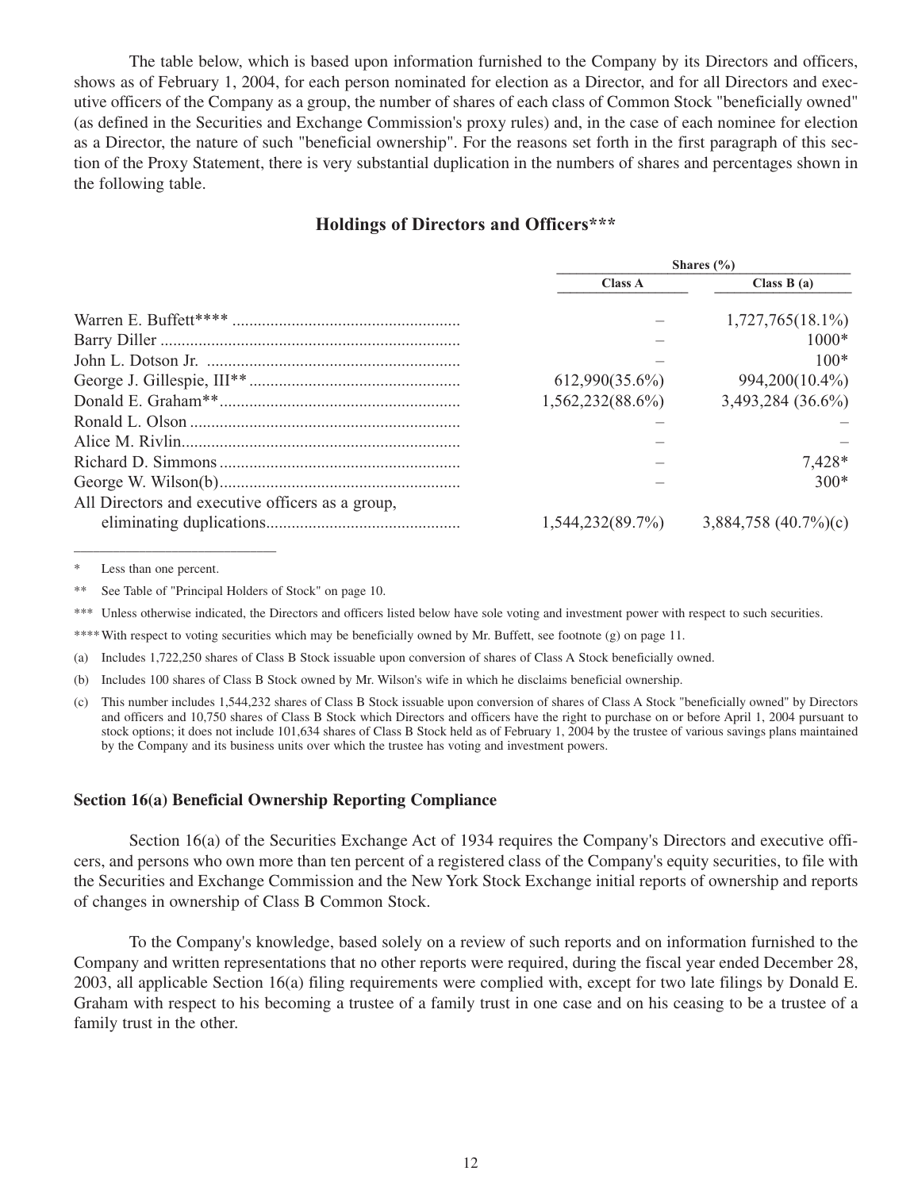The table below, which is based upon information furnished to the Company by its Directors and officers, shows as of February 1, 2004, for each person nominated for election as a Director, and for all Directors and executive officers of the Company as a group, the number of shares of each class of Common Stock "beneficially owned" (as defined in the Securities and Exchange Commission's proxy rules) and, in the case of each nominee for election as a Director, the nature of such "beneficial ownership". For the reasons set forth in the first paragraph of this section of the Proxy Statement, there is very substantial duplication in the numbers of shares and percentages shown in the following table.

## Holdings of Directors and Officers***

| | Shares (%) | |
|---|---|---|
| | Class A | Class B (a) |
| Warren E. Buffett**** | – | 1,727,765(18.1%) |
| Barry Diller | – | 1000* |
| John L. Dotson Jr. | – | 100* |
| George J. Gillespie, III** | 612,990(35.6%) | 994,200(10.4%) |
| Donald E. Graham** | 1,562,232(88.6%) | 3,493,284 (36.6%) |
| Ronald L. Olson | – | – |
| Alice M. Rivlin | – | – |
| Richard D. Simmons | – | 7,428* |
| George W. Wilson(b) | – | 300* |
| All Directors and executive officers as a group, eliminating duplications | 1,544,232(89.7%) | 3,884,758 (40.7%)(c) |

\* Less than one percent.

** See Table of "Principal Holders of Stock" on page 10.

*** Unless otherwise indicated, the Directors and officers listed below have sole voting and investment power with respect to such securities.

**** With respect to voting securities which may be beneficially owned by Mr. Buffett, see footnote (g) on page 11.

(a) Includes 1,722,250 shares of Class B Stock issuable upon conversion of shares of Class A Stock beneficially owned.

(b) Includes 100 shares of Class B Stock owned by Mr. Wilson's wife in which he disclaims beneficial ownership.

(c) This number includes 1,544,232 shares of Class B Stock issuable upon conversion of shares of Class A Stock "beneficially owned" by Directors and officers and 10,750 shares of Class B Stock which Directors and officers have the right to purchase on or before April 1, 2004 pursuant to stock options; it does not include 101,634 shares of Class B Stock held as of February 1, 2004 by the trustee of various savings plans maintained by the Company and its business units over which the trustee has voting and investment powers.

### Section 16(a) Beneficial Ownership Reporting Compliance

Section 16(a) of the Securities Exchange Act of 1934 requires the Company's Directors and executive officers, and persons who own more than ten percent of a registered class of the Company's equity securities, to file with the Securities and Exchange Commission and the New York Stock Exchange initial reports of ownership and reports of changes in ownership of Class B Common Stock.

To the Company's knowledge, based solely on a review of such reports and on information furnished to the Company and written representations that no other reports were required, during the fiscal year ended December 28, 2003, all applicable Section 16(a) filing requirements were complied with, except for two late filings by Donald E. Graham with respect to his becoming a trustee of a family trust in one case and on his ceasing to be a trustee of a family trust in the other.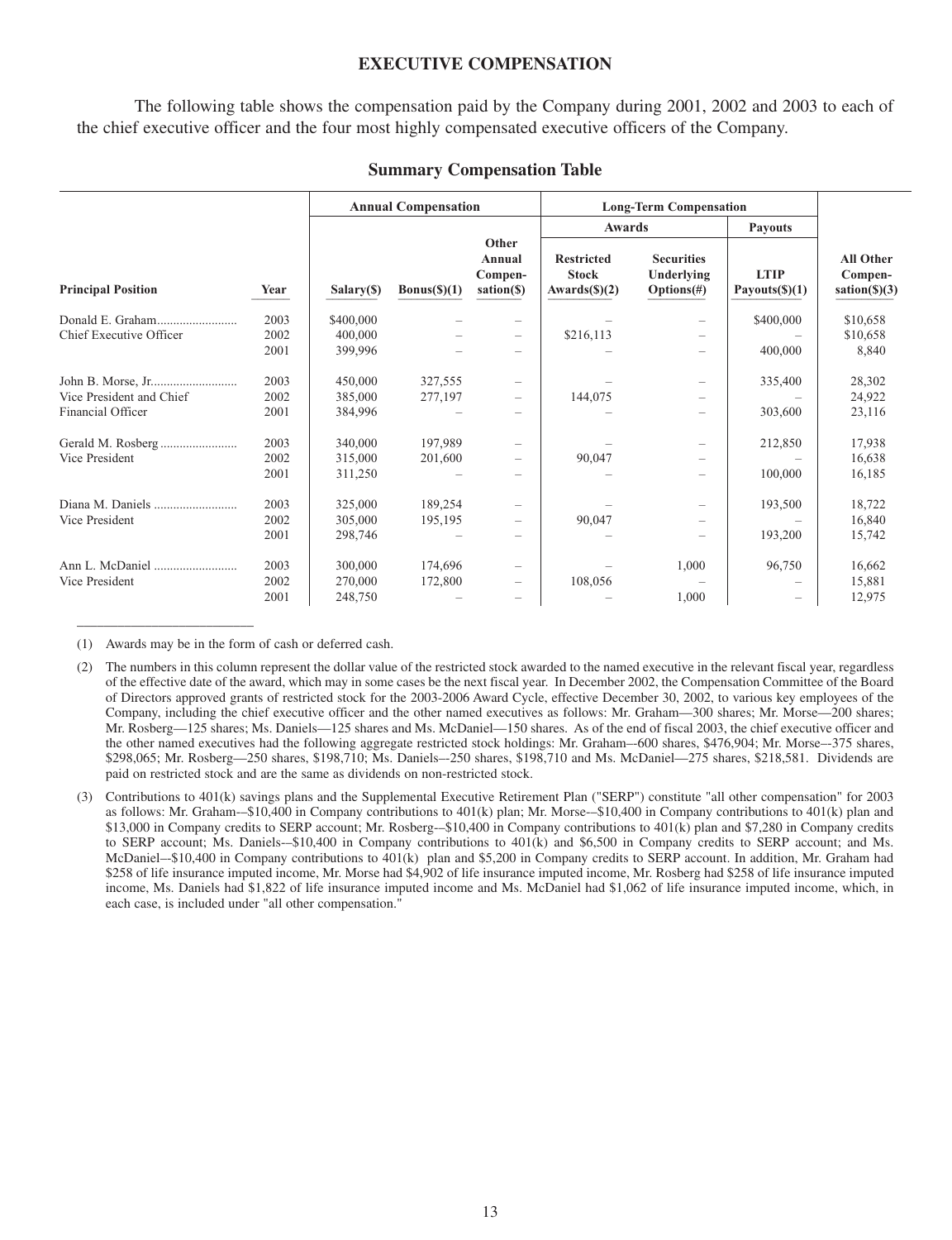## EXECUTIVE COMPENSATION

The following table shows the compensation paid by the Company during 2001, 2002 and 2003 to each of the chief executive officer and the four most highly compensated executive officers of the Company.

### Summary Compensation Table

| | | Annual Compensation | | | Long-Term Compensation | | | |
|---|---|---|---|---|---|---|---|---|
| | | | | | Awards | | Payouts | |
| Principal Position | Year | Salary($) | Bonus($)(1) | Other Annual Compen-sation($) | Restricted Stock Awards($)(2) | Securities Underlying Options(#) | LTIP Payouts($)(1) | All Other Compen-sation($)(3) |
| Donald E. Graham | 2003 | $400,000 | – | – | – | – | $400,000 | $10,658 |
| Chief Executive Officer | 2002 | 400,000 | – | – | $216,113 | – | – | $10,658 |
| | 2001 | 399,996 | – | – | – | – | 400,000 | 8,840 |
| John B. Morse, Jr. | 2003 | 450,000 | 327,555 | – | – | – | 335,400 | 28,302 |
| Vice President and Chief | 2002 | 385,000 | 277,197 | – | 144,075 | – | – | 24,922 |
| Financial Officer | 2001 | 384,996 | – | – | – | – | 303,600 | 23,116 |
| Gerald M. Rosberg | 2003 | 340,000 | 197,989 | – | – | – | 212,850 | 17,938 |
| Vice President | 2002 | 315,000 | 201,600 | – | 90,047 | – | – | 16,638 |
| | 2001 | 311,250 | – | – | – | – | 100,000 | 16,185 |
| Diana M. Daniels | 2003 | 325,000 | 189,254 | – | – | – | 193,500 | 18,722 |
| Vice President | 2002 | 305,000 | 195,195 | – | 90,047 | – | – | 16,840 |
| | 2001 | 298,746 | – | – | – | – | 193,200 | 15,742 |
| Ann L. McDaniel | 2003 | 300,000 | 174,696 | – | – | 1,000 | 96,750 | 16,662 |
| Vice President | 2002 | 270,000 | 172,800 | – | 108,056 | – | – | 15,881 |
| | 2001 | 248,750 | – | – | – | 1,000 | – | 12,975 |

(1) Awards may be in the form of cash or deferred cash.

(2) The numbers in this column represent the dollar value of the restricted stock awarded to the named executive in the relevant fiscal year, regardless of the effective date of the award, which may in some cases be the next fiscal year. In December 2002, the Compensation Committee of the Board of Directors approved grants of restricted stock for the 2003-2006 Award Cycle, effective December 30, 2002, to various key employees of the Company, including the chief executive officer and the other named executives as follows: Mr. Graham—300 shares; Mr. Morse—200 shares; Mr. Rosberg—125 shares; Ms. Daniels—125 shares and Ms. McDaniel—150 shares. As of the end of fiscal 2003, the chief executive officer and the other named executives had the following aggregate restricted stock holdings: Mr. Graham–-600 shares, $476,904; Mr. Morse–-375 shares, $298,065; Mr. Rosberg—250 shares, $198,710; Ms. Daniels–-250 shares, $198,710 and Ms. McDaniel—275 shares, $218,581. Dividends are paid on restricted stock and are the same as dividends on non-restricted stock.

(3) Contributions to 401(k) savings plans and the Supplemental Executive Retirement Plan ("SERP") constitute "all other compensation" for 2003 as follows: Mr. Graham–-$10,400 in Company contributions to 401(k) plan; Mr. Morse–-$10,400 in Company contributions to 401(k) plan and $13,000 in Company credits to SERP account; Mr. Rosberg–-$10,400 in Company contributions to 401(k) plan and $7,280 in Company credits to SERP account; Ms. Daniels–-$10,400 in Company contributions to 401(k) and $6,500 in Company credits to SERP account; and Ms. McDaniel–-$10,400 in Company contributions to 401(k) plan and $5,200 in Company credits to SERP account. In addition, Mr. Graham had $258 of life insurance imputed income, Mr. Morse had $4,902 of life insurance imputed income, Mr. Rosberg had $258 of life insurance imputed income, Ms. Daniels had $1,822 of life insurance imputed income and Ms. McDaniel had $1,062 of life insurance imputed income, which, in each case, is included under "all other compensation."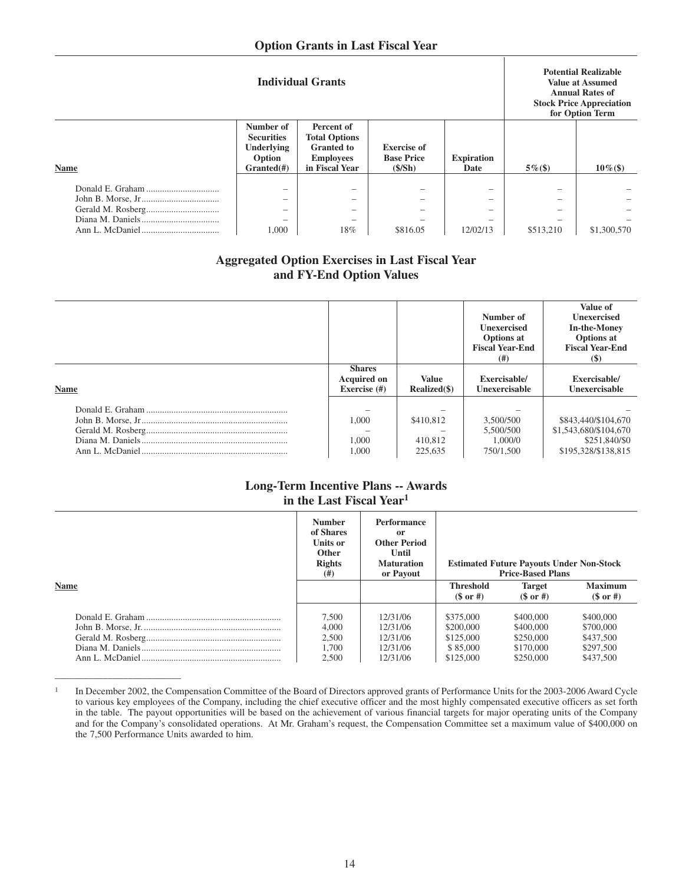## Option Grants in Last Fiscal Year

| Individual Grants | | | | | Potential Realizable Value at Assumed Annual Rates of Stock Price Appreciation for Option Term | |
|---|---|---|---|---|---|---|
| Name | Number of Securities Underlying Option Granted(#) | Percent of Total Options Granted to Employees in Fiscal Year | Exercise of Base Price ($/Sh) | Expiration Date | 5%($) | 10%($) |
| Donald E. Graham | – | – | – | – | – | – |
| John B. Morse, Jr | – | – | – | – | – | – |
| Gerald M. Rosberg | – | – | – | – | – | – |
| Diana M. Daniels | – | – | – | – | – | – |
| Ann L. McDaniel | 1,000 | 18% | $816.05 | 12/02/13 | $513,210 | $1,300,570 |

## Aggregated Option Exercises in Last Fiscal Year and FY-End Option Values

| | | | Number of Unexercised Options at Fiscal Year-End (#) | Value of Unexercised In-the-Money Options at Fiscal Year-End ($) |
|---|---|---|---|---|
| Name | Shares Acquired on Exercise (#) | Value Realized($) | Exercisable/ Unexercisable | Exercisable/ Unexercisable |
| Donald E. Graham | – | – | – | – |
| John B. Morse, Jr | 1,000 | $410,812 | 3,500/500 | $843,440/$104,670 |
| Gerald M. Rosberg | – | – | 5,500/500 | $1,543,680/$104,670 |
| Diana M. Daniels | 1,000 | 410,812 | 1,000/0 | $251,840/$0 |
| Ann L. McDaniel | 1,000 | 225,635 | 750/1,500 | $195,328/$138,815 |

## Long-Term Incentive Plans -- Awards in the Last Fiscal Year[1]

| | Number of Shares Units or Other Rights (#) | Performance or Other Period Until Maturation or Payout | Estimated Future Payouts Under Non-Stock Price-Based Plans | | |
|---|---|---|---|---|---|
| Name | | | Threshold ($ or #) | Target ($ or #) | Maximum ($ or #) |
| Donald E. Graham | 7,500 | 12/31/06 | $375,000 | $400,000 | $400,000 |
| John B. Morse, Jr. | 4,000 | 12/31/06 | $200,000 | $400,000 | $700,000 |
| Gerald M. Rosberg | 2,500 | 12/31/06 | $125,000 | $250,000 | $437,500 |
| Diana M. Daniels | 1,700 | 12/31/06 | $ 85,000 | $170,000 | $297,500 |
| Ann L. McDaniel | 2,500 | 12/31/06 | $125,000 | $250,000 | $437,500 |

[1] In December 2002, the Compensation Committee of the Board of Directors approved grants of Performance Units for the 2003-2006 Award Cycle to various key employees of the Company, including the chief executive officer and the most highly compensated executive officers as set forth in the table. The payout opportunities will be based on the achievement of various financial targets for major operating units of the Company and for the Company's consolidated operations. At Mr. Graham's request, the Compensation Committee set a maximum value of $400,000 on the 7,500 Performance Units awarded to him.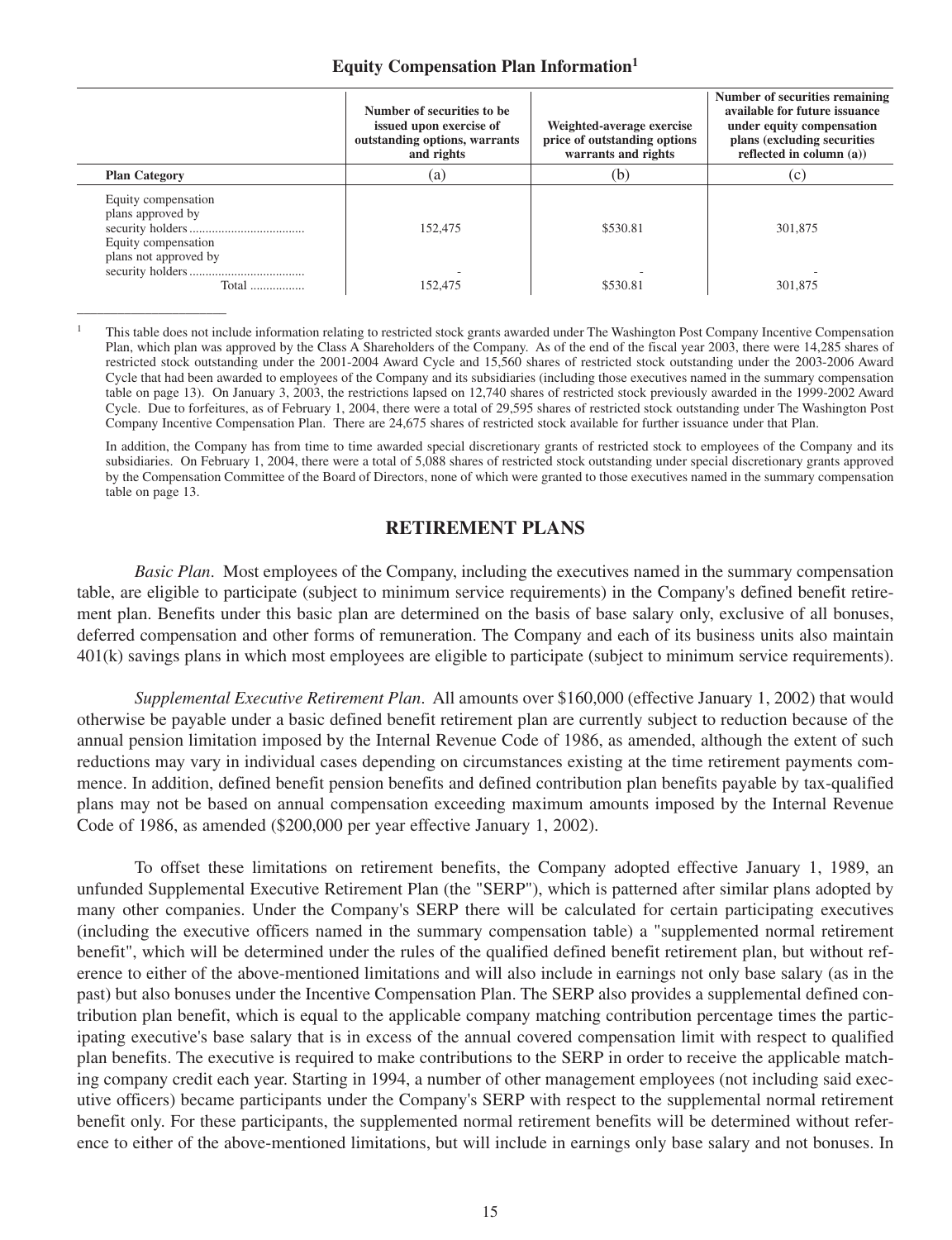## Equity Compensation Plan Information[1]

| Plan Category | Number of securities to be issued upon exercise of outstanding options, warrants and rights (a) | Weighted-average exercise price of outstanding options warrants and rights (b) | Number of securities remaining available for future issuance under equity compensation plans (excluding securities reflected in column (a)) (c) |
|---|---|---|---|
| Equity compensation plans approved by security holders | 152,475 | $530.81 | 301,875 |
| Equity compensation plans not approved by security holders | - | - | - |
| Total | 152,475 | $530.81 | 301,875 |

[1] This table does not include information relating to restricted stock grants awarded under The Washington Post Company Incentive Compensation Plan, which plan was approved by the Class A Shareholders of the Company. As of the end of the fiscal year 2003, there were 14,285 shares of restricted stock outstanding under the 2001-2004 Award Cycle and 15,560 shares of restricted stock outstanding under the 2003-2006 Award Cycle that had been awarded to employees of the Company and its subsidiaries (including those executives named in the summary compensation table on page 13). On January 3, 2003, the restrictions lapsed on 12,740 shares of restricted stock previously awarded in the 1999-2002 Award Cycle. Due to forfeitures, as of February 1, 2004, there were a total of 29,595 shares of restricted stock outstanding under The Washington Post Company Incentive Compensation Plan. There are 24,675 shares of restricted stock available for further issuance under that Plan.

In addition, the Company has from time to time awarded special discretionary grants of restricted stock to employees of the Company and its subsidiaries. On February 1, 2004, there were a total of 5,088 shares of restricted stock outstanding under special discretionary grants approved by the Compensation Committee of the Board of Directors, none of which were granted to those executives named in the summary compensation table on page 13.

## RETIREMENT PLANS

*Basic Plan*. Most employees of the Company, including the executives named in the summary compensation table, are eligible to participate (subject to minimum service requirements) in the Company's defined benefit retirement plan. Benefits under this basic plan are determined on the basis of base salary only, exclusive of all bonuses, deferred compensation and other forms of remuneration. The Company and each of its business units also maintain 401(k) savings plans in which most employees are eligible to participate (subject to minimum service requirements).

*Supplemental Executive Retirement Plan*. All amounts over $160,000 (effective January 1, 2002) that would otherwise be payable under a basic defined benefit retirement plan are currently subject to reduction because of the annual pension limitation imposed by the Internal Revenue Code of 1986, as amended, although the extent of such reductions may vary in individual cases depending on circumstances existing at the time retirement payments commence. In addition, defined benefit pension benefits and defined contribution plan benefits payable by tax-qualified plans may not be based on annual compensation exceeding maximum amounts imposed by the Internal Revenue Code of 1986, as amended ($200,000 per year effective January 1, 2002).

To offset these limitations on retirement benefits, the Company adopted effective January 1, 1989, an unfunded Supplemental Executive Retirement Plan (the "SERP"), which is patterned after similar plans adopted by many other companies. Under the Company's SERP there will be calculated for certain participating executives (including the executive officers named in the summary compensation table) a "supplemented normal retirement benefit", which will be determined under the rules of the qualified defined benefit retirement plan, but without reference to either of the above-mentioned limitations and will also include in earnings not only base salary (as in the past) but also bonuses under the Incentive Compensation Plan. The SERP also provides a supplemental defined contribution plan benefit, which is equal to the applicable company matching contribution percentage times the participating executive's base salary that is in excess of the annual covered compensation limit with respect to qualified plan benefits. The executive is required to make contributions to the SERP in order to receive the applicable matching company credit each year. Starting in 1994, a number of other management employees (not including said executive officers) became participants under the Company's SERP with respect to the supplemental normal retirement benefit only. For these participants, the supplemented normal retirement benefits will be determined without reference to either of the above-mentioned limitations, but will include in earnings only base salary and not bonuses. In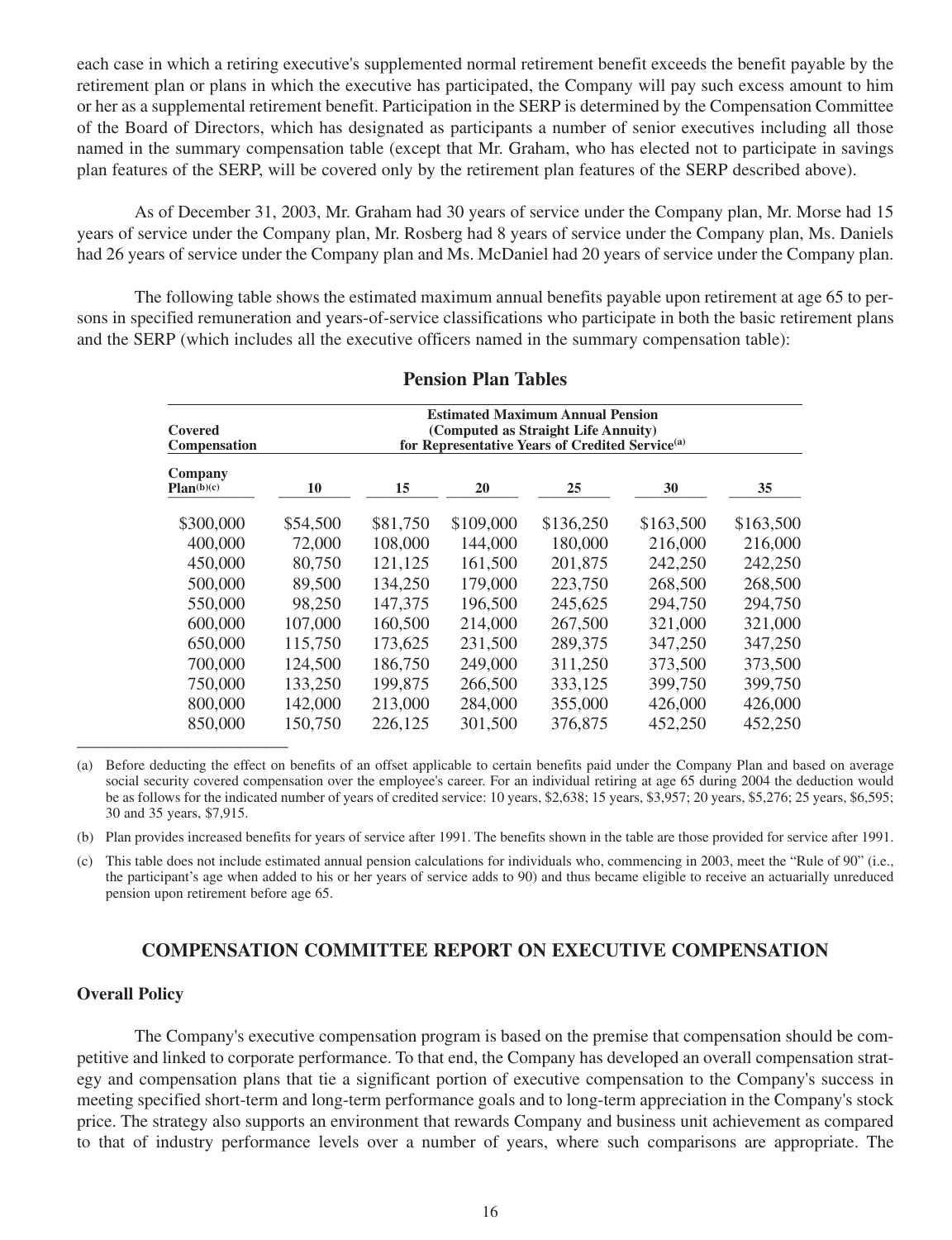each case in which a retiring executive's supplemented normal retirement benefit exceeds the benefit payable by the retirement plan or plans in which the executive has participated, the Company will pay such excess amount to him or her as a supplemental retirement benefit. Participation in the SERP is determined by the Compensation Committee of the Board of Directors, which has designated as participants a number of senior executives including all those named in the summary compensation table (except that Mr. Graham, who has elected not to participate in savings plan features of the SERP, will be covered only by the retirement plan features of the SERP described above).

As of December 31, 2003, Mr. Graham had 30 years of service under the Company plan, Mr. Morse had 15 years of service under the Company plan, Mr. Rosberg had 8 years of service under the Company plan, Ms. Daniels had 26 years of service under the Company plan and Ms. McDaniel had 20 years of service under the Company plan.

The following table shows the estimated maximum annual benefits payable upon retirement at age 65 to persons in specified remuneration and years-of-service classifications who participate in both the basic retirement plans and the SERP (which includes all the executive officers named in the summary compensation table):

## Pension Plan Tables

| Covered Compensation | Estimated Maximum Annual Pension (Computed as Straight Life Annuity) for Representative Years of Credited Service[(a)] | | | | | |
|---|---|---|---|---|---|---|
| Company Plan[(b)(c)] | 10 | 15 | 20 | 25 | 30 | 35 |
| $300,000 | $54,500 | $81,750 | $109,000 | $136,250 | $163,500 | $163,500 |
| 400,000 | 72,000 | 108,000 | 144,000 | 180,000 | 216,000 | 216,000 |
| 450,000 | 80,750 | 121,125 | 161,500 | 201,875 | 242,250 | 242,250 |
| 500,000 | 89,500 | 134,250 | 179,000 | 223,750 | 268,500 | 268,500 |
| 550,000 | 98,250 | 147,375 | 196,500 | 245,625 | 294,750 | 294,750 |
| 600,000 | 107,000 | 160,500 | 214,000 | 267,500 | 321,000 | 321,000 |
| 650,000 | 115,750 | 173,625 | 231,500 | 289,375 | 347,250 | 347,250 |
| 700,000 | 124,500 | 186,750 | 249,000 | 311,250 | 373,500 | 373,500 |
| 750,000 | 133,250 | 199,875 | 266,500 | 333,125 | 399,750 | 399,750 |
| 800,000 | 142,000 | 213,000 | 284,000 | 355,000 | 426,000 | 426,000 |
| 850,000 | 150,750 | 226,125 | 301,500 | 376,875 | 452,250 | 452,250 |

(a) Before deducting the effect on benefits of an offset applicable to certain benefits paid under the Company Plan and based on average social security covered compensation over the employee's career. For an individual retiring at age 65 during 2004 the deduction would be as follows for the indicated number of years of credited service: 10 years, $2,638; 15 years, $3,957; 20 years, $5,276; 25 years, $6,595; 30 and 35 years, $7,915.

(b) Plan provides increased benefits for years of service after 1991. The benefits shown in the table are those provided for service after 1991.

(c) This table does not include estimated annual pension calculations for individuals who, commencing in 2003, meet the "Rule of 90" (i.e., the participant's age when added to his or her years of service adds to 90) and thus became eligible to receive an actuarially unreduced pension upon retirement before age 65.

## COMPENSATION COMMITTEE REPORT ON EXECUTIVE COMPENSATION

### Overall Policy

The Company's executive compensation program is based on the premise that compensation should be competitive and linked to corporate performance. To that end, the Company has developed an overall compensation strategy and compensation plans that tie a significant portion of executive compensation to the Company's success in meeting specified short-term and long-term performance goals and to long-term appreciation in the Company's stock price. The strategy also supports an environment that rewards Company and business unit achievement as compared to that of industry performance levels over a number of years, where such comparisons are appropriate. The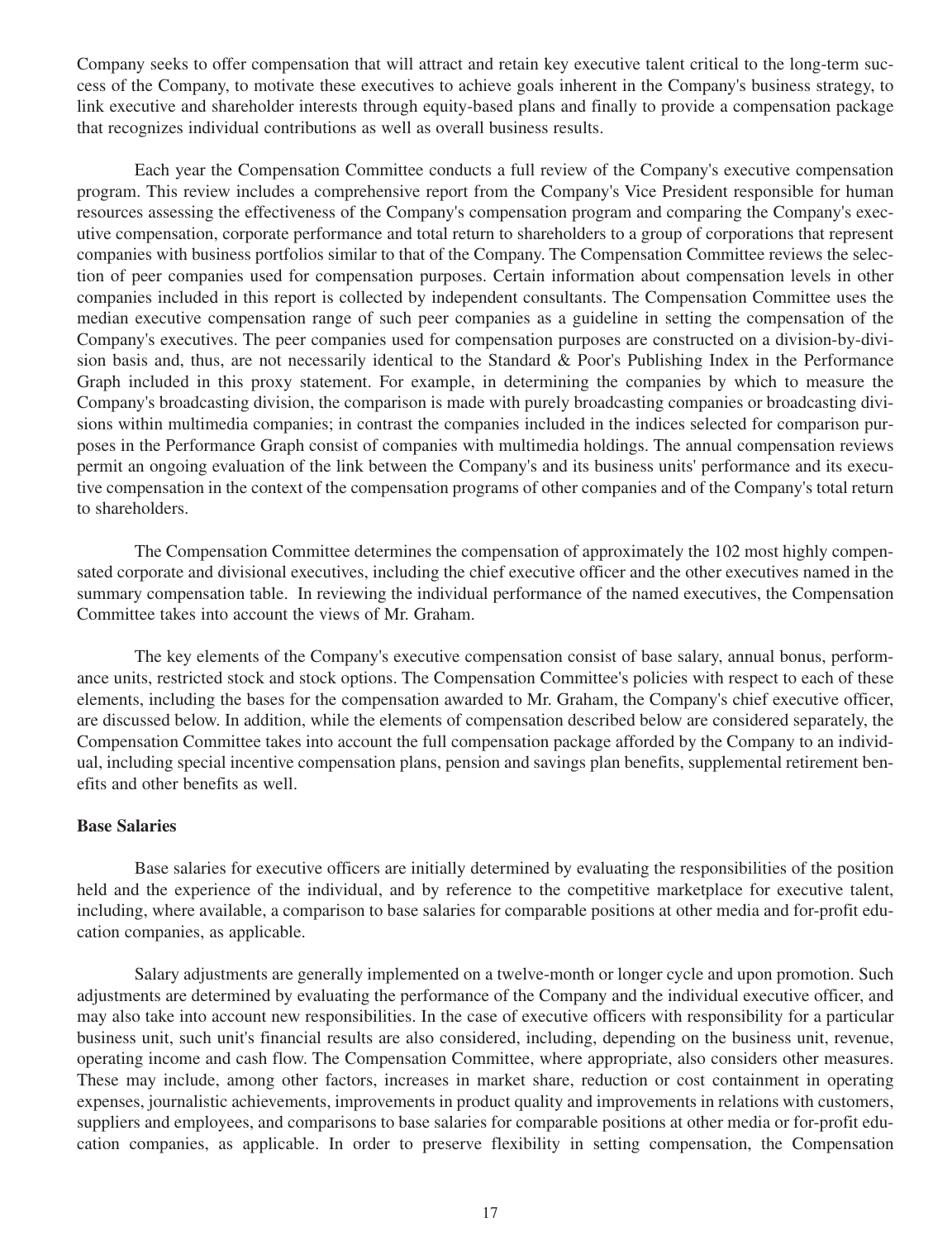Company seeks to offer compensation that will attract and retain key executive talent critical to the long-term success of the Company, to motivate these executives to achieve goals inherent in the Company's business strategy, to link executive and shareholder interests through equity-based plans and finally to provide a compensation package that recognizes individual contributions as well as overall business results.

Each year the Compensation Committee conducts a full review of the Company's executive compensation program. This review includes a comprehensive report from the Company's Vice President responsible for human resources assessing the effectiveness of the Company's compensation program and comparing the Company's executive compensation, corporate performance and total return to shareholders to a group of corporations that represent companies with business portfolios similar to that of the Company. The Compensation Committee reviews the selection of peer companies used for compensation purposes. Certain information about compensation levels in other companies included in this report is collected by independent consultants. The Compensation Committee uses the median executive compensation range of such peer companies as a guideline in setting the compensation of the Company's executives. The peer companies used for compensation purposes are constructed on a division-by-division basis and, thus, are not necessarily identical to the Standard & Poor's Publishing Index in the Performance Graph included in this proxy statement. For example, in determining the companies by which to measure the Company's broadcasting division, the comparison is made with purely broadcasting companies or broadcasting divisions within multimedia companies; in contrast the companies included in the indices selected for comparison purposes in the Performance Graph consist of companies with multimedia holdings. The annual compensation reviews permit an ongoing evaluation of the link between the Company's and its business units' performance and its executive compensation in the context of the compensation programs of other companies and of the Company's total return to shareholders.

The Compensation Committee determines the compensation of approximately the 102 most highly compensated corporate and divisional executives, including the chief executive officer and the other executives named in the summary compensation table. In reviewing the individual performance of the named executives, the Compensation Committee takes into account the views of Mr. Graham.

The key elements of the Company's executive compensation consist of base salary, annual bonus, performance units, restricted stock and stock options. The Compensation Committee's policies with respect to each of these elements, including the bases for the compensation awarded to Mr. Graham, the Company's chief executive officer, are discussed below. In addition, while the elements of compensation described below are considered separately, the Compensation Committee takes into account the full compensation package afforded by the Company to an individual, including special incentive compensation plans, pension and savings plan benefits, supplemental retirement benefits and other benefits as well.

**Base Salaries**

Base salaries for executive officers are initially determined by evaluating the responsibilities of the position held and the experience of the individual, and by reference to the competitive marketplace for executive talent, including, where available, a comparison to base salaries for comparable positions at other media and for-profit education companies, as applicable.

Salary adjustments are generally implemented on a twelve-month or longer cycle and upon promotion. Such adjustments are determined by evaluating the performance of the Company and the individual executive officer, and may also take into account new responsibilities. In the case of executive officers with responsibility for a particular business unit, such unit's financial results are also considered, including, depending on the business unit, revenue, operating income and cash flow. The Compensation Committee, where appropriate, also considers other measures. These may include, among other factors, increases in market share, reduction or cost containment in operating expenses, journalistic achievements, improvements in product quality and improvements in relations with customers, suppliers and employees, and comparisons to base salaries for comparable positions at other media or for-profit education companies, as applicable. In order to preserve flexibility in setting compensation, the Compensation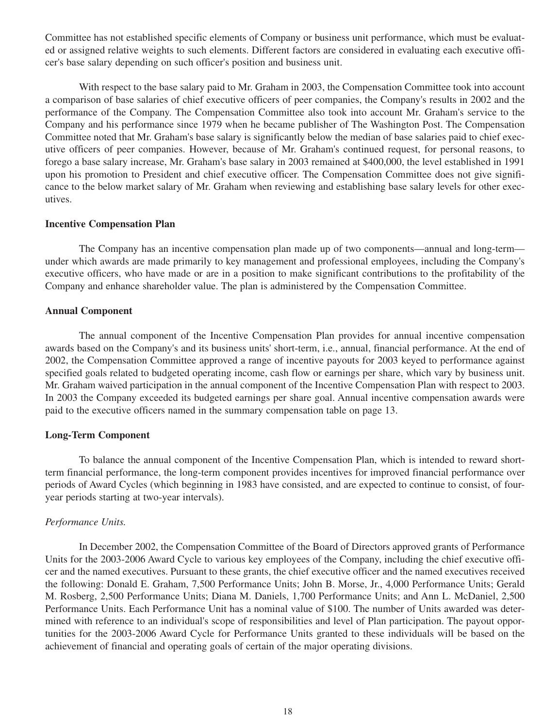Committee has not established specific elements of Company or business unit performance, which must be evaluated or assigned relative weights to such elements. Different factors are considered in evaluating each executive officer's base salary depending on such officer's position and business unit.

With respect to the base salary paid to Mr. Graham in 2003, the Compensation Committee took into account a comparison of base salaries of chief executive officers of peer companies, the Company's results in 2002 and the performance of the Company. The Compensation Committee also took into account Mr. Graham's service to the Company and his performance since 1979 when he became publisher of The Washington Post. The Compensation Committee noted that Mr. Graham's base salary is significantly below the median of base salaries paid to chief executive officers of peer companies. However, because of Mr. Graham's continued request, for personal reasons, to forego a base salary increase, Mr. Graham's base salary in 2003 remained at $400,000, the level established in 1991 upon his promotion to President and chief executive officer. The Compensation Committee does not give significance to the below market salary of Mr. Graham when reviewing and establishing base salary levels for other executives.

**Incentive Compensation Plan**

The Company has an incentive compensation plan made up of two components—annual and long-term—under which awards are made primarily to key management and professional employees, including the Company's executive officers, who have made or are in a position to make significant contributions to the profitability of the Company and enhance shareholder value. The plan is administered by the Compensation Committee.

**Annual Component**

The annual component of the Incentive Compensation Plan provides for annual incentive compensation awards based on the Company's and its business units' short-term, i.e., annual, financial performance. At the end of 2002, the Compensation Committee approved a range of incentive payouts for 2003 keyed to performance against specified goals related to budgeted operating income, cash flow or earnings per share, which vary by business unit. Mr. Graham waived participation in the annual component of the Incentive Compensation Plan with respect to 2003. In 2003 the Company exceeded its budgeted earnings per share goal. Annual incentive compensation awards were paid to the executive officers named in the summary compensation table on page 13.

**Long-Term Component**

To balance the annual component of the Incentive Compensation Plan, which is intended to reward short-term financial performance, the long-term component provides incentives for improved financial performance over periods of Award Cycles (which beginning in 1983 have consisted, and are expected to continue to consist, of four-year periods starting at two-year intervals).

*Performance Units.*

In December 2002, the Compensation Committee of the Board of Directors approved grants of Performance Units for the 2003-2006 Award Cycle to various key employees of the Company, including the chief executive officer and the named executives. Pursuant to these grants, the chief executive officer and the named executives received the following: Donald E. Graham, 7,500 Performance Units; John B. Morse, Jr., 4,000 Performance Units; Gerald M. Rosberg, 2,500 Performance Units; Diana M. Daniels, 1,700 Performance Units; and Ann L. McDaniel, 2,500 Performance Units. Each Performance Unit has a nominal value of $100. The number of Units awarded was determined with reference to an individual's scope of responsibilities and level of Plan participation. The payout opportunities for the 2003-2006 Award Cycle for Performance Units granted to these individuals will be based on the achievement of financial and operating goals of certain of the major operating divisions.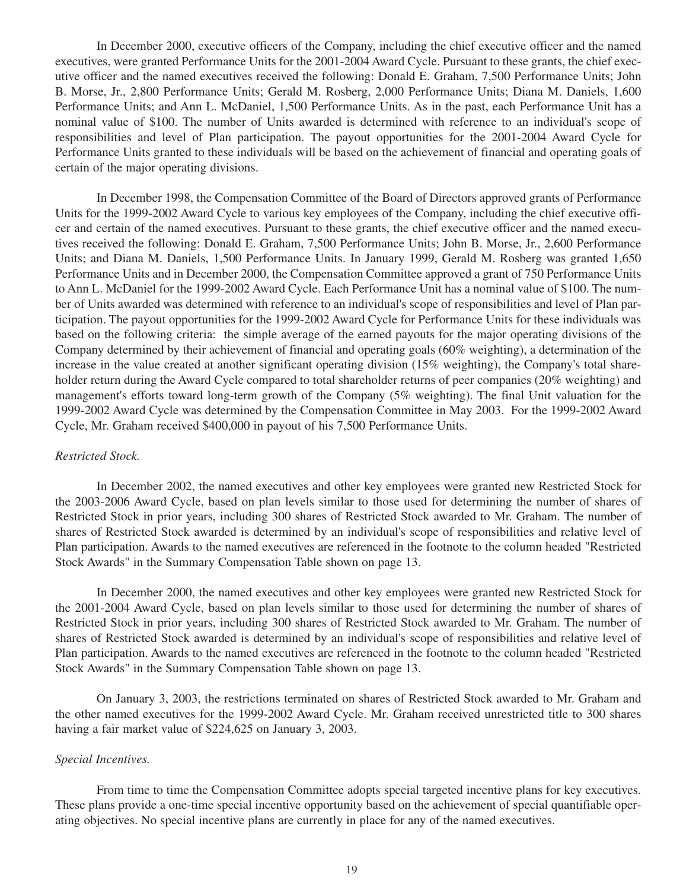In December 2000, executive officers of the Company, including the chief executive officer and the named executives, were granted Performance Units for the 2001-2004 Award Cycle. Pursuant to these grants, the chief executive officer and the named executives received the following: Donald E. Graham, 7,500 Performance Units; John B. Morse, Jr., 2,800 Performance Units; Gerald M. Rosberg, 2,000 Performance Units; Diana M. Daniels, 1,600 Performance Units; and Ann L. McDaniel, 1,500 Performance Units. As in the past, each Performance Unit has a nominal value of $100. The number of Units awarded is determined with reference to an individual's scope of responsibilities and level of Plan participation. The payout opportunities for the 2001-2004 Award Cycle for Performance Units granted to these individuals will be based on the achievement of financial and operating goals of certain of the major operating divisions.

In December 1998, the Compensation Committee of the Board of Directors approved grants of Performance Units for the 1999-2002 Award Cycle to various key employees of the Company, including the chief executive officer and certain of the named executives. Pursuant to these grants, the chief executive officer and the named executives received the following: Donald E. Graham, 7,500 Performance Units; John B. Morse, Jr., 2,600 Performance Units; and Diana M. Daniels, 1,500 Performance Units. In January 1999, Gerald M. Rosberg was granted 1,650 Performance Units and in December 2000, the Compensation Committee approved a grant of 750 Performance Units to Ann L. McDaniel for the 1999-2002 Award Cycle. Each Performance Unit has a nominal value of $100. The number of Units awarded was determined with reference to an individual's scope of responsibilities and level of Plan participation. The payout opportunities for the 1999-2002 Award Cycle for Performance Units for these individuals was based on the following criteria: the simple average of the earned payouts for the major operating divisions of the Company determined by their achievement of financial and operating goals (60% weighting), a determination of the increase in the value created at another significant operating division (15% weighting), the Company's total shareholder return during the Award Cycle compared to total shareholder returns of peer companies (20% weighting) and management's efforts toward long-term growth of the Company (5% weighting). The final Unit valuation for the 1999-2002 Award Cycle was determined by the Compensation Committee in May 2003. For the 1999-2002 Award Cycle, Mr. Graham received $400,000 in payout of his 7,500 Performance Units.

*Restricted Stock.*

In December 2002, the named executives and other key employees were granted new Restricted Stock for the 2003-2006 Award Cycle, based on plan levels similar to those used for determining the number of shares of Restricted Stock in prior years, including 300 shares of Restricted Stock awarded to Mr. Graham. The number of shares of Restricted Stock awarded is determined by an individual's scope of responsibilities and relative level of Plan participation. Awards to the named executives are referenced in the footnote to the column headed "Restricted Stock Awards" in the Summary Compensation Table shown on page 13.

In December 2000, the named executives and other key employees were granted new Restricted Stock for the 2001-2004 Award Cycle, based on plan levels similar to those used for determining the number of shares of Restricted Stock in prior years, including 300 shares of Restricted Stock awarded to Mr. Graham. The number of shares of Restricted Stock awarded is determined by an individual's scope of responsibilities and relative level of Plan participation. Awards to the named executives are referenced in the footnote to the column headed "Restricted Stock Awards" in the Summary Compensation Table shown on page 13.

On January 3, 2003, the restrictions terminated on shares of Restricted Stock awarded to Mr. Graham and the other named executives for the 1999-2002 Award Cycle. Mr. Graham received unrestricted title to 300 shares having a fair market value of $224,625 on January 3, 2003.

*Special Incentives.*

From time to time the Compensation Committee adopts special targeted incentive plans for key executives. These plans provide a one-time special incentive opportunity based on the achievement of special quantifiable operating objectives. No special incentive plans are currently in place for any of the named executives.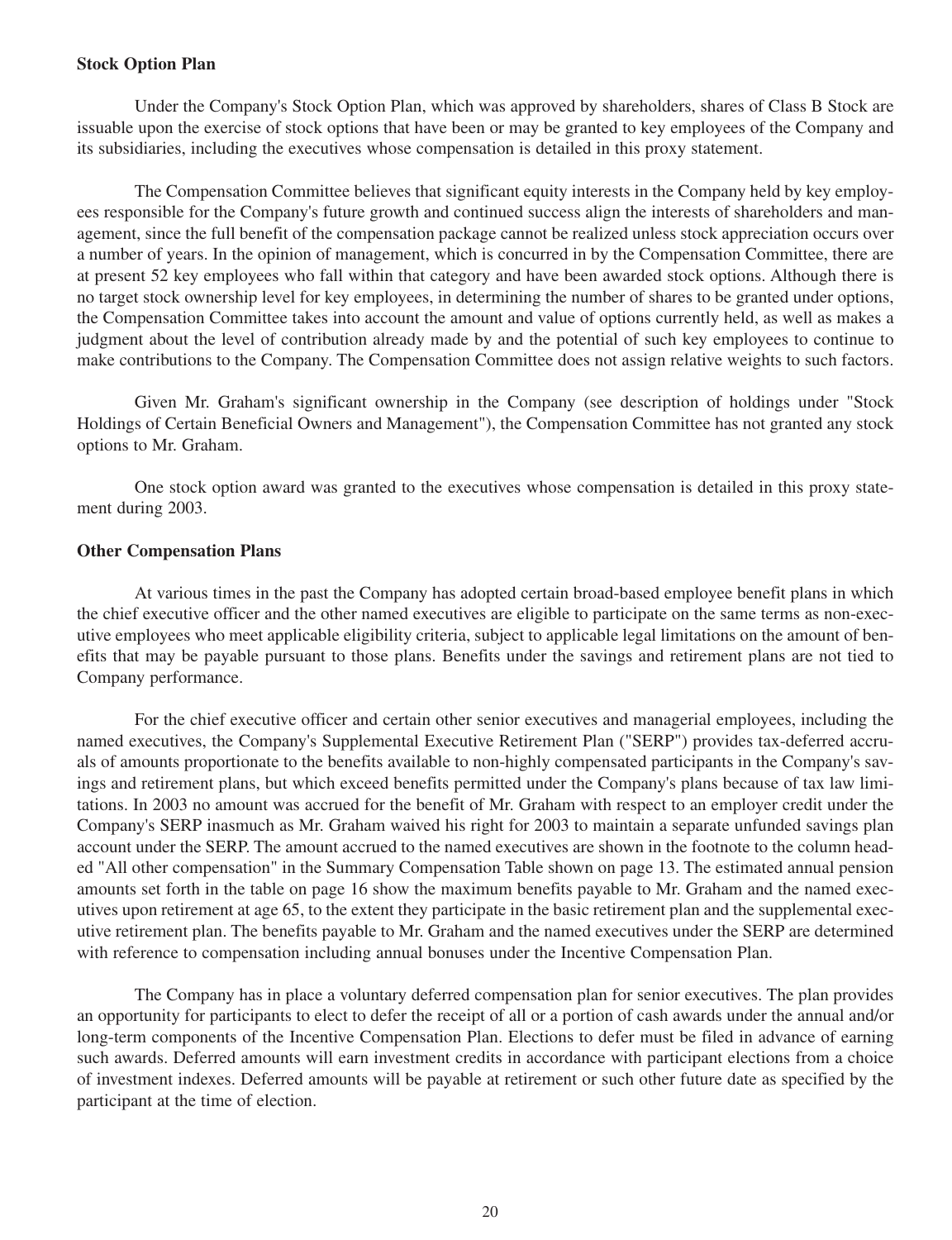**Stock Option Plan**

Under the Company's Stock Option Plan, which was approved by shareholders, shares of Class B Stock are issuable upon the exercise of stock options that have been or may be granted to key employees of the Company and its subsidiaries, including the executives whose compensation is detailed in this proxy statement.

The Compensation Committee believes that significant equity interests in the Company held by key employees responsible for the Company's future growth and continued success align the interests of shareholders and management, since the full benefit of the compensation package cannot be realized unless stock appreciation occurs over a number of years. In the opinion of management, which is concurred in by the Compensation Committee, there are at present 52 key employees who fall within that category and have been awarded stock options. Although there is no target stock ownership level for key employees, in determining the number of shares to be granted under options, the Compensation Committee takes into account the amount and value of options currently held, as well as makes a judgment about the level of contribution already made by and the potential of such key employees to continue to make contributions to the Company. The Compensation Committee does not assign relative weights to such factors.

Given Mr. Graham's significant ownership in the Company (see description of holdings under "Stock Holdings of Certain Beneficial Owners and Management"), the Compensation Committee has not granted any stock options to Mr. Graham.

One stock option award was granted to the executives whose compensation is detailed in this proxy statement during 2003.

**Other Compensation Plans**

At various times in the past the Company has adopted certain broad-based employee benefit plans in which the chief executive officer and the other named executives are eligible to participate on the same terms as non-executive employees who meet applicable eligibility criteria, subject to applicable legal limitations on the amount of benefits that may be payable pursuant to those plans. Benefits under the savings and retirement plans are not tied to Company performance.

For the chief executive officer and certain other senior executives and managerial employees, including the named executives, the Company's Supplemental Executive Retirement Plan ("SERP") provides tax-deferred accruals of amounts proportionate to the benefits available to non-highly compensated participants in the Company's savings and retirement plans, but which exceed benefits permitted under the Company's plans because of tax law limitations. In 2003 no amount was accrued for the benefit of Mr. Graham with respect to an employer credit under the Company's SERP inasmuch as Mr. Graham waived his right for 2003 to maintain a separate unfunded savings plan account under the SERP. The amount accrued to the named executives are shown in the footnote to the column headed "All other compensation" in the Summary Compensation Table shown on page 13. The estimated annual pension amounts set forth in the table on page 16 show the maximum benefits payable to Mr. Graham and the named executives upon retirement at age 65, to the extent they participate in the basic retirement plan and the supplemental executive retirement plan. The benefits payable to Mr. Graham and the named executives under the SERP are determined with reference to compensation including annual bonuses under the Incentive Compensation Plan.

The Company has in place a voluntary deferred compensation plan for senior executives. The plan provides an opportunity for participants to elect to defer the receipt of all or a portion of cash awards under the annual and/or long-term components of the Incentive Compensation Plan. Elections to defer must be filed in advance of earning such awards. Deferred amounts will earn investment credits in accordance with participant elections from a choice of investment indexes. Deferred amounts will be payable at retirement or such other future date as specified by the participant at the time of election.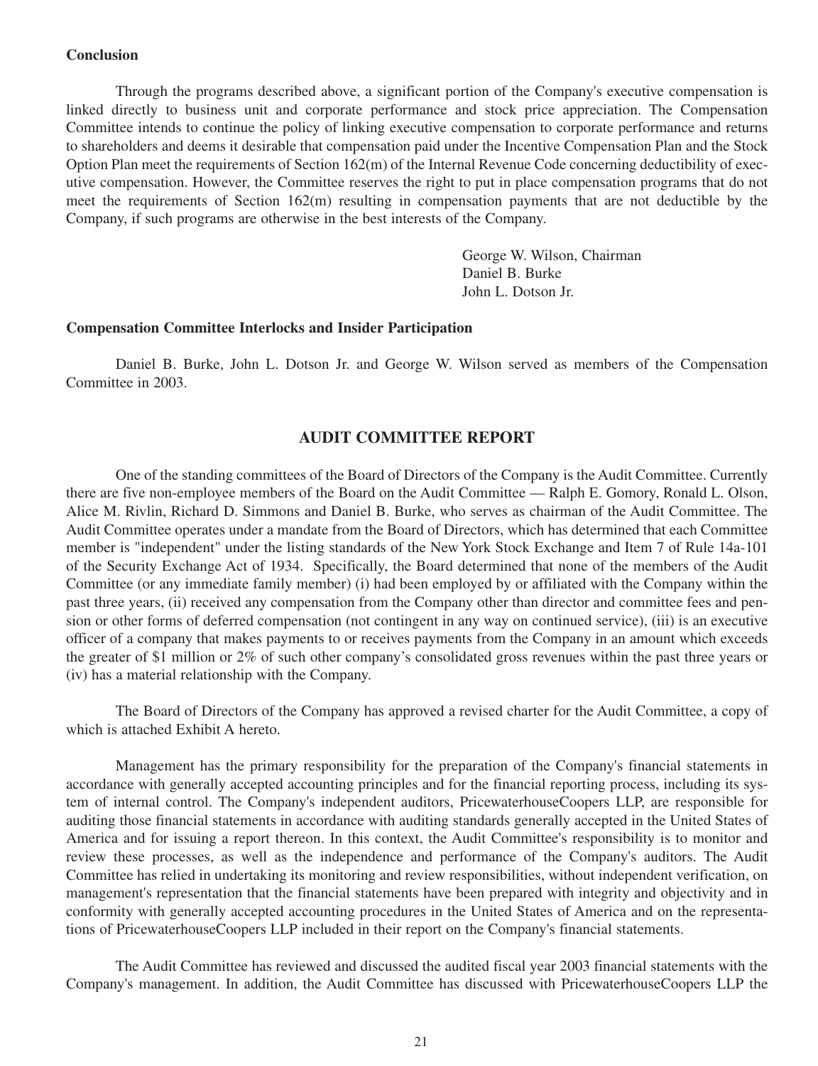**Conclusion**

Through the programs described above, a significant portion of the Company's executive compensation is linked directly to business unit and corporate performance and stock price appreciation. The Compensation Committee intends to continue the policy of linking executive compensation to corporate performance and returns to shareholders and deems it desirable that compensation paid under the Incentive Compensation Plan and the Stock Option Plan meet the requirements of Section 162(m) of the Internal Revenue Code concerning deductibility of executive compensation. However, the Committee reserves the right to put in place compensation programs that do not meet the requirements of Section 162(m) resulting in compensation payments that are not deductible by the Company, if such programs are otherwise in the best interests of the Company.

George W. Wilson, Chairman
Daniel B. Burke
John L. Dotson Jr.

**Compensation Committee Interlocks and Insider Participation**

Daniel B. Burke, John L. Dotson Jr. and George W. Wilson served as members of the Compensation Committee in 2003.

## AUDIT COMMITTEE REPORT

One of the standing committees of the Board of Directors of the Company is the Audit Committee. Currently there are five non-employee members of the Board on the Audit Committee — Ralph E. Gomory, Ronald L. Olson, Alice M. Rivlin, Richard D. Simmons and Daniel B. Burke, who serves as chairman of the Audit Committee. The Audit Committee operates under a mandate from the Board of Directors, which has determined that each Committee member is "independent" under the listing standards of the New York Stock Exchange and Item 7 of Rule 14a-101 of the Security Exchange Act of 1934. Specifically, the Board determined that none of the members of the Audit Committee (or any immediate family member) (i) had been employed by or affiliated with the Company within the past three years, (ii) received any compensation from the Company other than director and committee fees and pension or other forms of deferred compensation (not contingent in any way on continued service), (iii) is an executive officer of a company that makes payments to or receives payments from the Company in an amount which exceeds the greater of $1 million or 2% of such other company's consolidated gross revenues within the past three years or (iv) has a material relationship with the Company.

The Board of Directors of the Company has approved a revised charter for the Audit Committee, a copy of which is attached Exhibit A hereto.

Management has the primary responsibility for the preparation of the Company's financial statements in accordance with generally accepted accounting principles and for the financial reporting process, including its system of internal control. The Company's independent auditors, PricewaterhouseCoopers LLP, are responsible for auditing those financial statements in accordance with auditing standards generally accepted in the United States of America and for issuing a report thereon. In this context, the Audit Committee's responsibility is to monitor and review these processes, as well as the independence and performance of the Company's auditors. The Audit Committee has relied in undertaking its monitoring and review responsibilities, without independent verification, on management's representation that the financial statements have been prepared with integrity and objectivity and in conformity with generally accepted accounting procedures in the United States of America and on the representations of PricewaterhouseCoopers LLP included in their report on the Company's financial statements.

The Audit Committee has reviewed and discussed the audited fiscal year 2003 financial statements with the Company's management. In addition, the Audit Committee has discussed with PricewaterhouseCoopers LLP the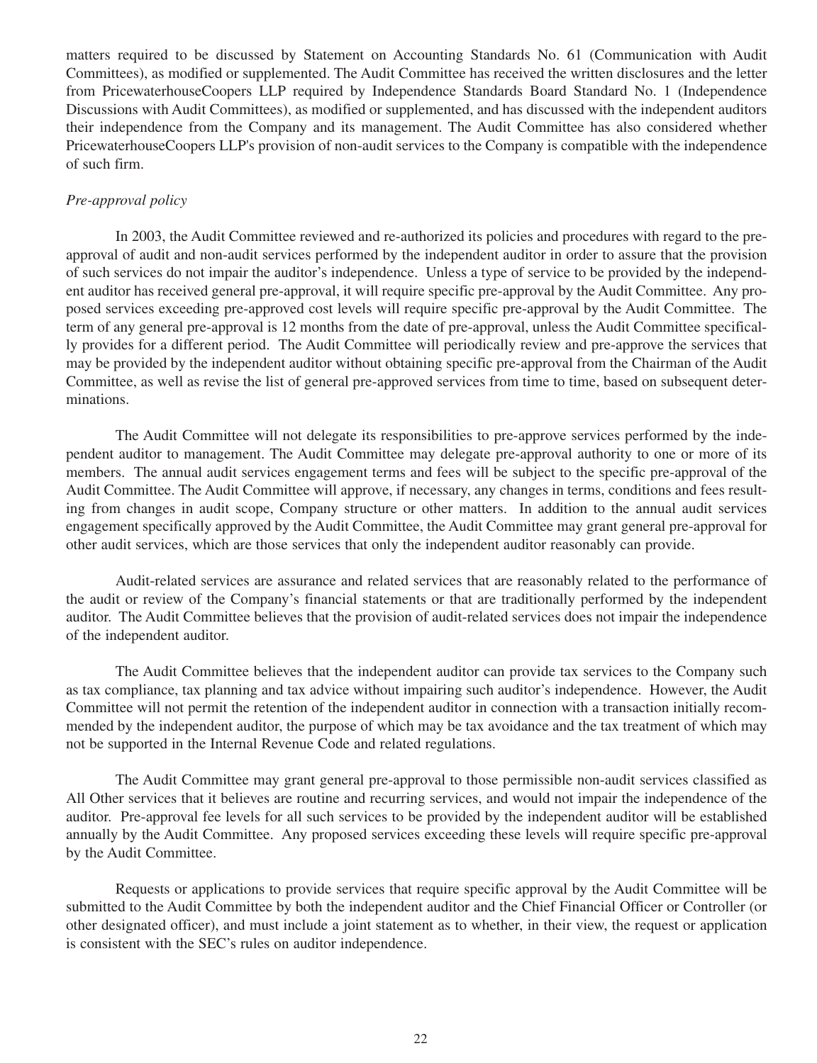matters required to be discussed by Statement on Accounting Standards No. 61 (Communication with Audit Committees), as modified or supplemented. The Audit Committee has received the written disclosures and the letter from PricewaterhouseCoopers LLP required by Independence Standards Board Standard No. 1 (Independence Discussions with Audit Committees), as modified or supplemented, and has discussed with the independent auditors their independence from the Company and its management. The Audit Committee has also considered whether PricewaterhouseCoopers LLP's provision of non-audit services to the Company is compatible with the independence of such firm.

*Pre-approval policy*

In 2003, the Audit Committee reviewed and re-authorized its policies and procedures with regard to the pre-approval of audit and non-audit services performed by the independent auditor in order to assure that the provision of such services do not impair the auditor's independence. Unless a type of service to be provided by the independent auditor has received general pre-approval, it will require specific pre-approval by the Audit Committee. Any proposed services exceeding pre-approved cost levels will require specific pre-approval by the Audit Committee. The term of any general pre-approval is 12 months from the date of pre-approval, unless the Audit Committee specifically provides for a different period. The Audit Committee will periodically review and pre-approve the services that may be provided by the independent auditor without obtaining specific pre-approval from the Chairman of the Audit Committee, as well as revise the list of general pre-approved services from time to time, based on subsequent determinations.

The Audit Committee will not delegate its responsibilities to pre-approve services performed by the independent auditor to management. The Audit Committee may delegate pre-approval authority to one or more of its members. The annual audit services engagement terms and fees will be subject to the specific pre-approval of the Audit Committee. The Audit Committee will approve, if necessary, any changes in terms, conditions and fees resulting from changes in audit scope, Company structure or other matters. In addition to the annual audit services engagement specifically approved by the Audit Committee, the Audit Committee may grant general pre-approval for other audit services, which are those services that only the independent auditor reasonably can provide.

Audit-related services are assurance and related services that are reasonably related to the performance of the audit or review of the Company's financial statements or that are traditionally performed by the independent auditor. The Audit Committee believes that the provision of audit-related services does not impair the independence of the independent auditor.

The Audit Committee believes that the independent auditor can provide tax services to the Company such as tax compliance, tax planning and tax advice without impairing such auditor's independence. However, the Audit Committee will not permit the retention of the independent auditor in connection with a transaction initially recommended by the independent auditor, the purpose of which may be tax avoidance and the tax treatment of which may not be supported in the Internal Revenue Code and related regulations.

The Audit Committee may grant general pre-approval to those permissible non-audit services classified as All Other services that it believes are routine and recurring services, and would not impair the independence of the auditor. Pre-approval fee levels for all such services to be provided by the independent auditor will be established annually by the Audit Committee. Any proposed services exceeding these levels will require specific pre-approval by the Audit Committee.

Requests or applications to provide services that require specific approval by the Audit Committee will be submitted to the Audit Committee by both the independent auditor and the Chief Financial Officer or Controller (or other designated officer), and must include a joint statement as to whether, in their view, the request or application is consistent with the SEC's rules on auditor independence.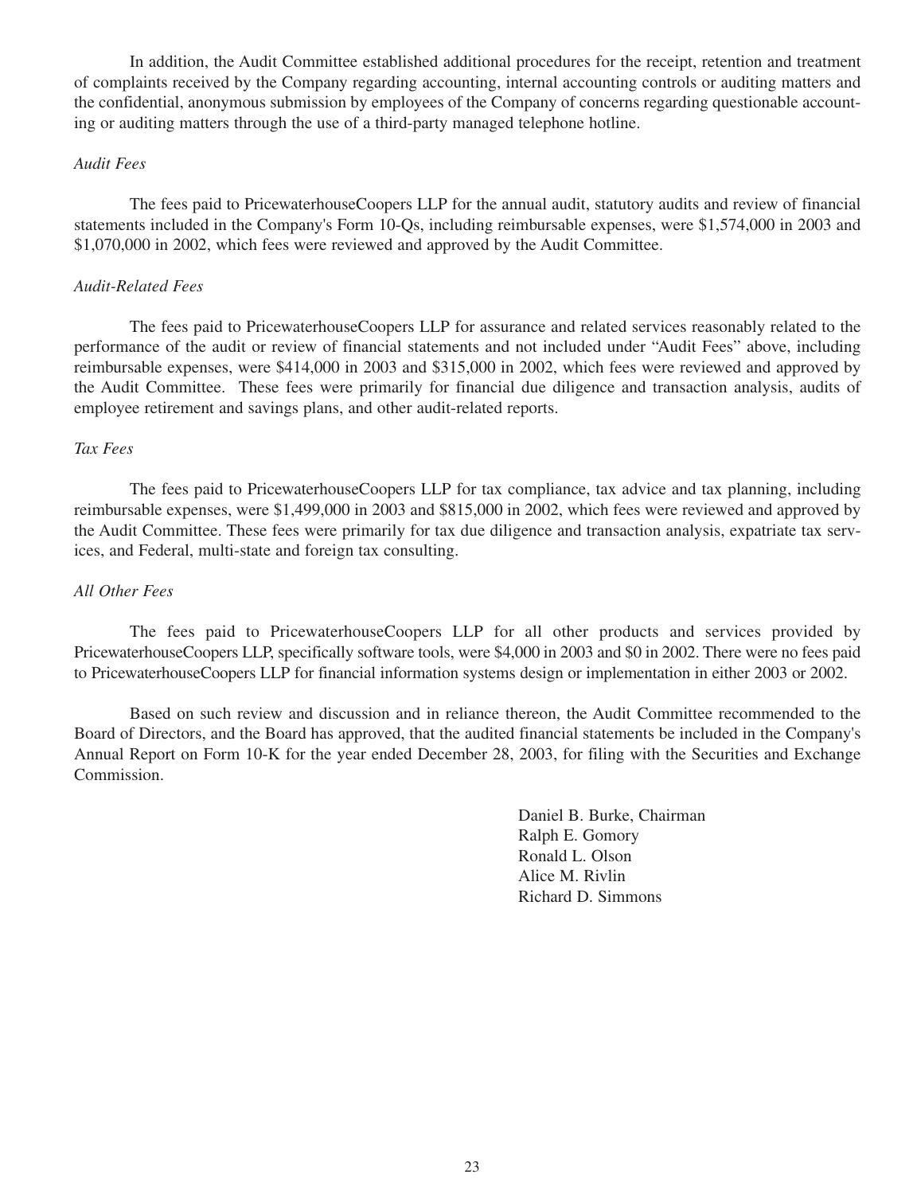In addition, the Audit Committee established additional procedures for the receipt, retention and treatment of complaints received by the Company regarding accounting, internal accounting controls or auditing matters and the confidential, anonymous submission by employees of the Company of concerns regarding questionable accounting or auditing matters through the use of a third-party managed telephone hotline.

*Audit Fees*

The fees paid to PricewaterhouseCoopers LLP for the annual audit, statutory audits and review of financial statements included in the Company's Form 10-Qs, including reimbursable expenses, were $1,574,000 in 2003 and $1,070,000 in 2002, which fees were reviewed and approved by the Audit Committee.

*Audit-Related Fees*

The fees paid to PricewaterhouseCoopers LLP for assurance and related services reasonably related to the performance of the audit or review of financial statements and not included under "Audit Fees" above, including reimbursable expenses, were $414,000 in 2003 and $315,000 in 2002, which fees were reviewed and approved by the Audit Committee. These fees were primarily for financial due diligence and transaction analysis, audits of employee retirement and savings plans, and other audit-related reports.

*Tax Fees*

The fees paid to PricewaterhouseCoopers LLP for tax compliance, tax advice and tax planning, including reimbursable expenses, were $1,499,000 in 2003 and $815,000 in 2002, which fees were reviewed and approved by the Audit Committee. These fees were primarily for tax due diligence and transaction analysis, expatriate tax services, and Federal, multi-state and foreign tax consulting.

*All Other Fees*

The fees paid to PricewaterhouseCoopers LLP for all other products and services provided by PricewaterhouseCoopers LLP, specifically software tools, were $4,000 in 2003 and $0 in 2002. There were no fees paid to PricewaterhouseCoopers LLP for financial information systems design or implementation in either 2003 or 2002.

Based on such review and discussion and in reliance thereon, the Audit Committee recommended to the Board of Directors, and the Board has approved, that the audited financial statements be included in the Company's Annual Report on Form 10-K for the year ended December 28, 2003, for filing with the Securities and Exchange Commission.

Daniel B. Burke, Chairman
Ralph E. Gomory
Ronald L. Olson
Alice M. Rivlin
Richard D. Simmons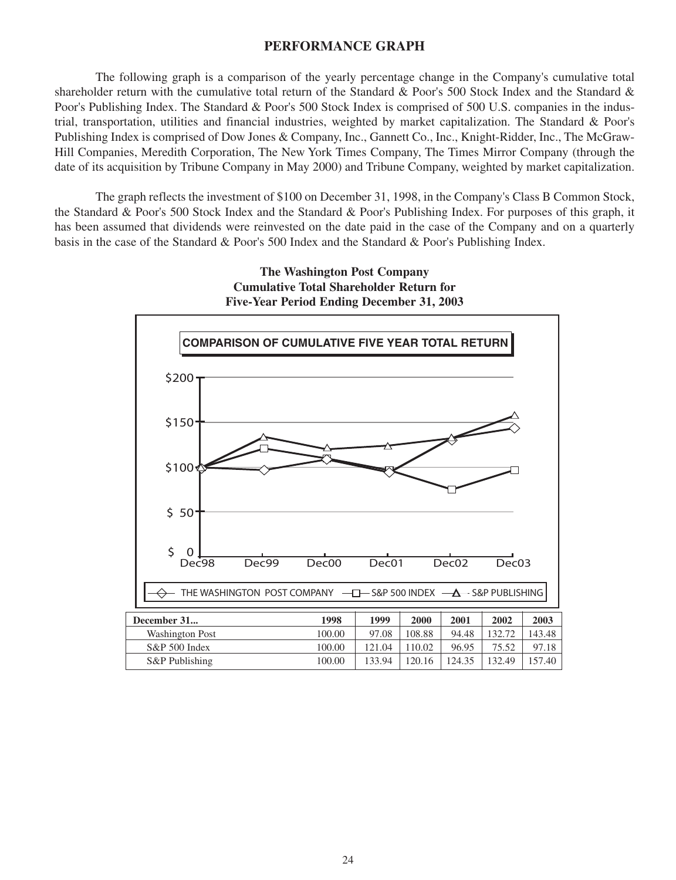## PERFORMANCE GRAPH

The following graph is a comparison of the yearly percentage change in the Company's cumulative total shareholder return with the cumulative total return of the Standard & Poor's 500 Stock Index and the Standard & Poor's Publishing Index. The Standard & Poor's 500 Stock Index is comprised of 500 U.S. companies in the industrial, transportation, utilities and financial industries, weighted by market capitalization. The Standard & Poor's Publishing Index is comprised of Dow Jones & Company, Inc., Gannett Co., Inc., Knight-Ridder, Inc., The McGraw-Hill Companies, Meredith Corporation, The New York Times Company, The Times Mirror Company (through the date of its acquisition by Tribune Company in May 2000) and Tribune Company, weighted by market capitalization.

The graph reflects the investment of $100 on December 31, 1998, in the Company's Class B Common Stock, the Standard & Poor's 500 Stock Index and the Standard & Poor's Publishing Index. For purposes of this graph, it has been assumed that dividends were reinvested on the date paid in the case of the Company and on a quarterly basis in the case of the Standard & Poor's 500 Index and the Standard & Poor's Publishing Index.

**The Washington Post Company**
**Cumulative Total Shareholder Return for**
**Five-Year Period Ending December 31, 2003**

**COMPARISON OF CUMULATIVE FIVE YEAR TOTAL RETURN**

| December 31... | 1998 | 1999 | 2000 | 2001 | 2002 | 2003 |
|---|---|---|---|---|---|---|
| Washington Post | 100.00 | 97.08 | 108.88 | 94.48 | 132.72 | 143.48 |
| S&P 500 Index | 100.00 | 121.04 | 110.02 | 96.95 | 75.52 | 97.18 |
| S&P Publishing | 100.00 | 133.94 | 120.16 | 124.35 | 132.49 | 157.40 |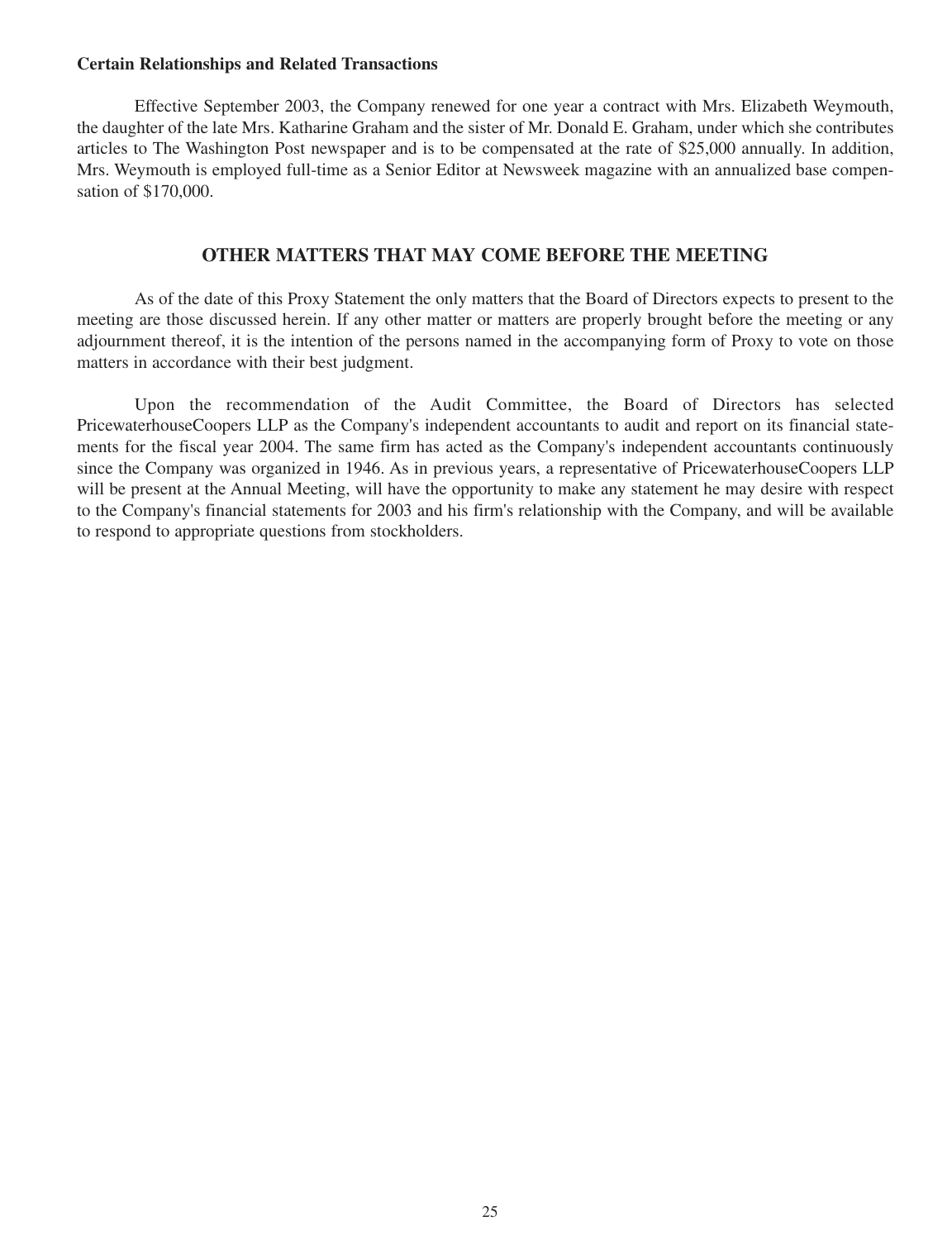**Certain Relationships and Related Transactions**

Effective September 2003, the Company renewed for one year a contract with Mrs. Elizabeth Weymouth, the daughter of the late Mrs. Katharine Graham and the sister of Mr. Donald E. Graham, under which she contributes articles to The Washington Post newspaper and is to be compensated at the rate of $25,000 annually. In addition, Mrs. Weymouth is employed full-time as a Senior Editor at Newsweek magazine with an annualized base compensation of $170,000.

## OTHER MATTERS THAT MAY COME BEFORE THE MEETING

As of the date of this Proxy Statement the only matters that the Board of Directors expects to present to the meeting are those discussed herein. If any other matter or matters are properly brought before the meeting or any adjournment thereof, it is the intention of the persons named in the accompanying form of Proxy to vote on those matters in accordance with their best judgment.

Upon the recommendation of the Audit Committee, the Board of Directors has selected PricewaterhouseCoopers LLP as the Company's independent accountants to audit and report on its financial statements for the fiscal year 2004. The same firm has acted as the Company's independent accountants continuously since the Company was organized in 1946. As in previous years, a representative of PricewaterhouseCoopers LLP will be present at the Annual Meeting, will have the opportunity to make any statement he may desire with respect to the Company's financial statements for 2003 and his firm's relationship with the Company, and will be available to respond to appropriate questions from stockholders.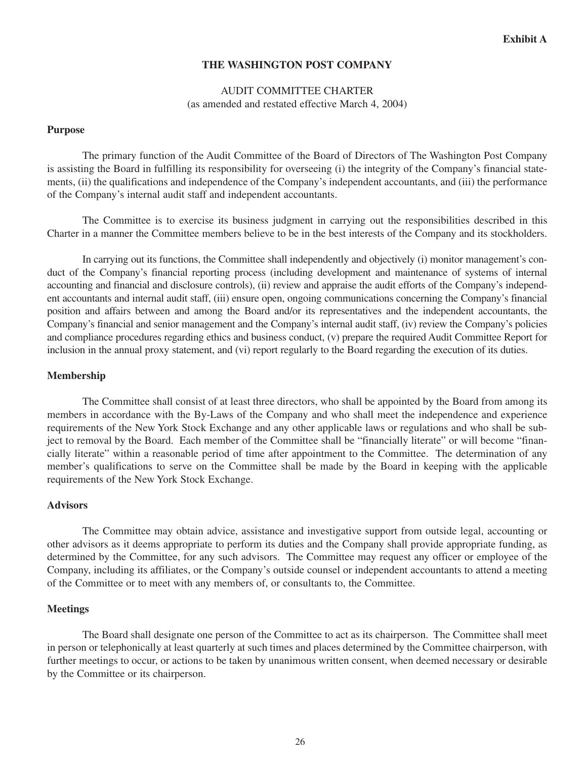**Exhibit A**

# THE WASHINGTON POST COMPANY

## AUDIT COMMITTEE CHARTER

(as amended and restated effective March 4, 2004)

### Purpose

The primary function of the Audit Committee of the Board of Directors of The Washington Post Company is assisting the Board in fulfilling its responsibility for overseeing (i) the integrity of the Company's financial statements, (ii) the qualifications and independence of the Company's independent accountants, and (iii) the performance of the Company's internal audit staff and independent accountants.

The Committee is to exercise its business judgment in carrying out the responsibilities described in this Charter in a manner the Committee members believe to be in the best interests of the Company and its stockholders.

In carrying out its functions, the Committee shall independently and objectively (i) monitor management's conduct of the Company's financial reporting process (including development and maintenance of systems of internal accounting and financial and disclosure controls), (ii) review and appraise the audit efforts of the Company's independent accountants and internal audit staff, (iii) ensure open, ongoing communications concerning the Company's financial position and affairs between and among the Board and/or its representatives and the independent accountants, the Company's financial and senior management and the Company's internal audit staff, (iv) review the Company's policies and compliance procedures regarding ethics and business conduct, (v) prepare the required Audit Committee Report for inclusion in the annual proxy statement, and (vi) report regularly to the Board regarding the execution of its duties.

### Membership

The Committee shall consist of at least three directors, who shall be appointed by the Board from among its members in accordance with the By-Laws of the Company and who shall meet the independence and experience requirements of the New York Stock Exchange and any other applicable laws or regulations and who shall be subject to removal by the Board. Each member of the Committee shall be "financially literate" or will become "financially literate" within a reasonable period of time after appointment to the Committee. The determination of any member's qualifications to serve on the Committee shall be made by the Board in keeping with the applicable requirements of the New York Stock Exchange.

### Advisors

The Committee may obtain advice, assistance and investigative support from outside legal, accounting or other advisors as it deems appropriate to perform its duties and the Company shall provide appropriate funding, as determined by the Committee, for any such advisors. The Committee may request any officer or employee of the Company, including its affiliates, or the Company's outside counsel or independent accountants to attend a meeting of the Committee or to meet with any members of, or consultants to, the Committee.

### Meetings

The Board shall designate one person of the Committee to act as its chairperson. The Committee shall meet in person or telephonically at least quarterly at such times and places determined by the Committee chairperson, with further meetings to occur, or actions to be taken by unanimous written consent, when deemed necessary or desirable by the Committee or its chairperson.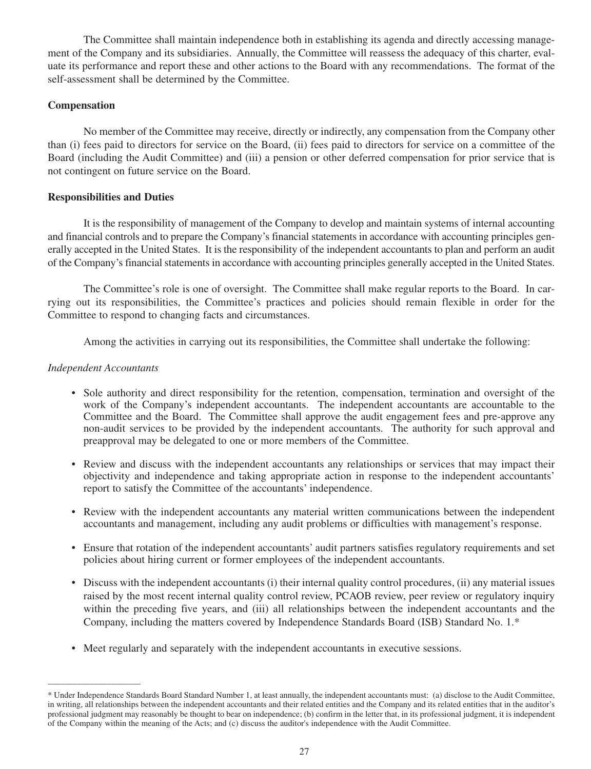The Committee shall maintain independence both in establishing its agenda and directly accessing management of the Company and its subsidiaries. Annually, the Committee will reassess the adequacy of this charter, evaluate its performance and report these and other actions to the Board with any recommendations. The format of the self-assessment shall be determined by the Committee.

**Compensation**

No member of the Committee may receive, directly or indirectly, any compensation from the Company other than (i) fees paid to directors for service on the Board, (ii) fees paid to directors for service on a committee of the Board (including the Audit Committee) and (iii) a pension or other deferred compensation for prior service that is not contingent on future service on the Board.

**Responsibilities and Duties**

It is the responsibility of management of the Company to develop and maintain systems of internal accounting and financial controls and to prepare the Company's financial statements in accordance with accounting principles generally accepted in the United States. It is the responsibility of the independent accountants to plan and perform an audit of the Company's financial statements in accordance with accounting principles generally accepted in the United States.

The Committee's role is one of oversight. The Committee shall make regular reports to the Board. In carrying out its responsibilities, the Committee's practices and policies should remain flexible in order for the Committee to respond to changing facts and circumstances.

Among the activities in carrying out its responsibilities, the Committee shall undertake the following:

*Independent Accountants*

- Sole authority and direct responsibility for the retention, compensation, termination and oversight of the work of the Company's independent accountants. The independent accountants are accountable to the Committee and the Board. The Committee shall approve the audit engagement fees and pre-approve any non-audit services to be provided by the independent accountants. The authority for such approval and preapproval may be delegated to one or more members of the Committee.

- Review and discuss with the independent accountants any relationships or services that may impact their objectivity and independence and taking appropriate action in response to the independent accountants' report to satisfy the Committee of the accountants' independence.

- Review with the independent accountants any material written communications between the independent accountants and management, including any audit problems or difficulties with management's response.

- Ensure that rotation of the independent accountants' audit partners satisfies regulatory requirements and set policies about hiring current or former employees of the independent accountants.

- Discuss with the independent accountants (i) their internal quality control procedures, (ii) any material issues raised by the most recent internal quality control review, PCAOB review, peer review or regulatory inquiry within the preceding five years, and (iii) all relationships between the independent accountants and the Company, including the matters covered by Independence Standards Board (ISB) Standard No. 1.*

- Meet regularly and separately with the independent accountants in executive sessions.

---

* Under Independence Standards Board Standard Number 1, at least annually, the independent accountants must: (a) disclose to the Audit Committee, in writing, all relationships between the independent accountants and their related entities and the Company and its related entities that in the auditor's professional judgment may reasonably be thought to bear on independence; (b) confirm in the letter that, in its professional judgment, it is independent of the Company within the meaning of the Acts; and (c) discuss the auditor's independence with the Audit Committee.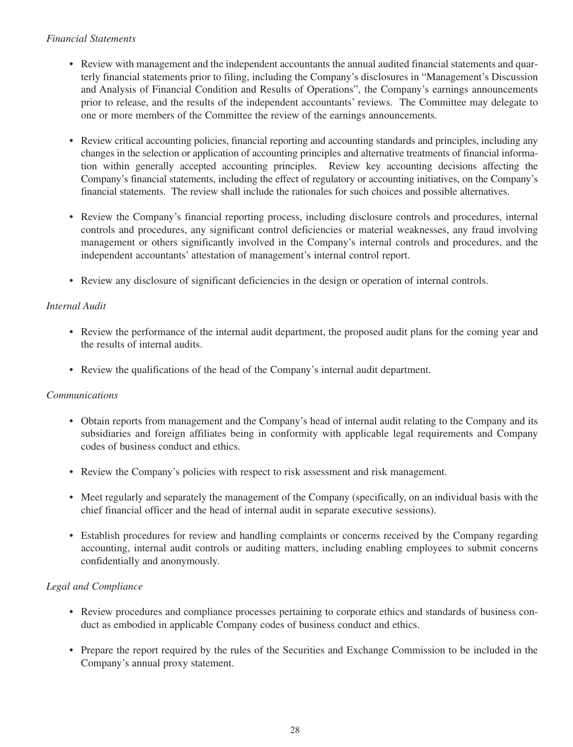*Financial Statements*

- Review with management and the independent accountants the annual audited financial statements and quarterly financial statements prior to filing, including the Company's disclosures in "Management's Discussion and Analysis of Financial Condition and Results of Operations", the Company's earnings announcements prior to release, and the results of the independent accountants' reviews. The Committee may delegate to one or more members of the Committee the review of the earnings announcements.

- Review critical accounting policies, financial reporting and accounting standards and principles, including any changes in the selection or application of accounting principles and alternative treatments of financial information within generally accepted accounting principles. Review key accounting decisions affecting the Company's financial statements, including the effect of regulatory or accounting initiatives, on the Company's financial statements. The review shall include the rationales for such choices and possible alternatives.

- Review the Company's financial reporting process, including disclosure controls and procedures, internal controls and procedures, any significant control deficiencies or material weaknesses, any fraud involving management or others significantly involved in the Company's internal controls and procedures, and the independent accountants' attestation of management's internal control report.

- Review any disclosure of significant deficiencies in the design or operation of internal controls.

*Internal Audit*

- Review the performance of the internal audit department, the proposed audit plans for the coming year and the results of internal audits.

- Review the qualifications of the head of the Company's internal audit department.

*Communications*

- Obtain reports from management and the Company's head of internal audit relating to the Company and its subsidiaries and foreign affiliates being in conformity with applicable legal requirements and Company codes of business conduct and ethics.

- Review the Company's policies with respect to risk assessment and risk management.

- Meet regularly and separately the management of the Company (specifically, on an individual basis with the chief financial officer and the head of internal audit in separate executive sessions).

- Establish procedures for review and handling complaints or concerns received by the Company regarding accounting, internal audit controls or auditing matters, including enabling employees to submit concerns confidentially and anonymously.

*Legal and Compliance*

- Review procedures and compliance processes pertaining to corporate ethics and standards of business conduct as embodied in applicable Company codes of business conduct and ethics.

- Prepare the report required by the rules of the Securities and Exchange Commission to be included in the Company's annual proxy statement.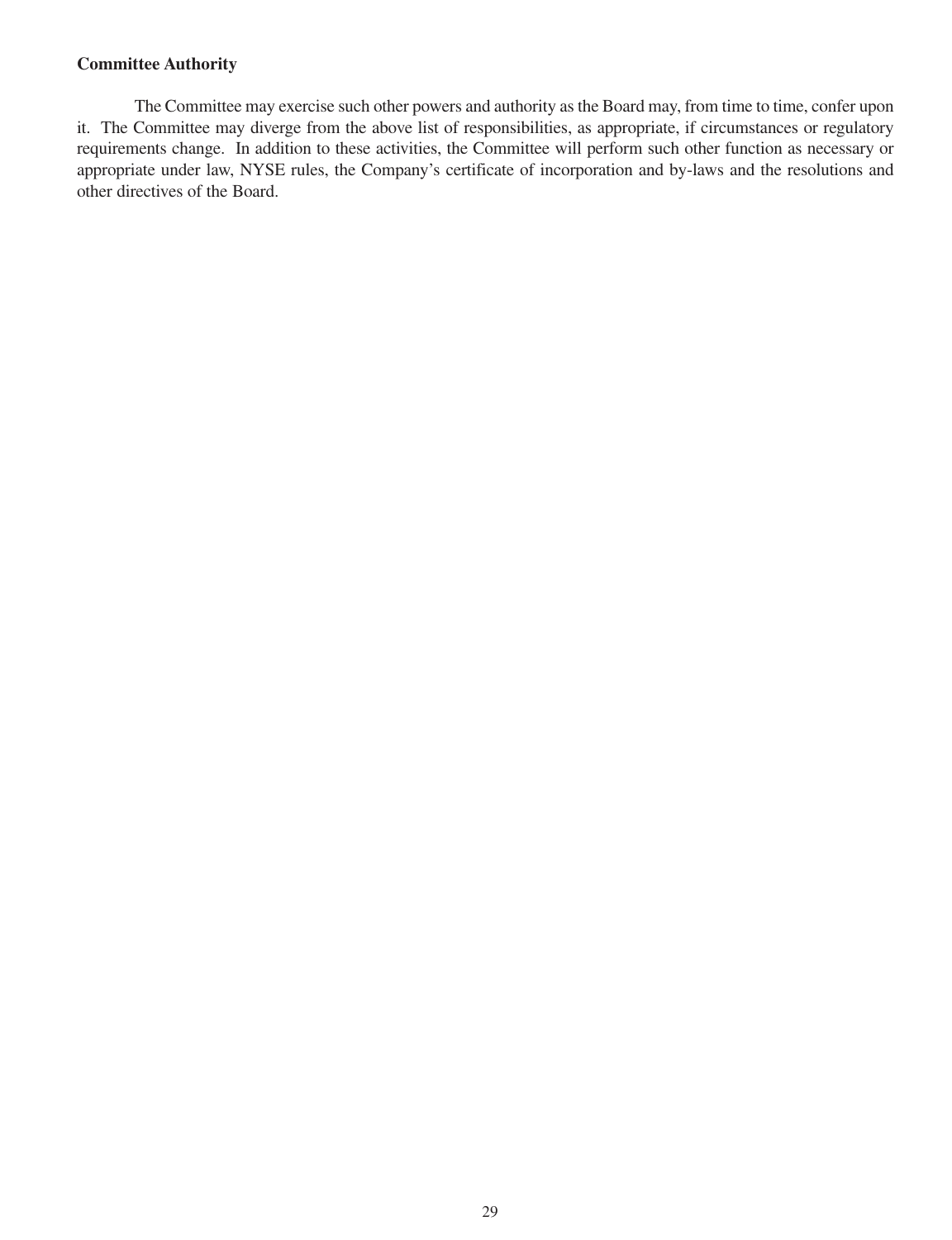**Committee Authority**

The Committee may exercise such other powers and authority as the Board may, from time to time, confer upon it. The Committee may diverge from the above list of responsibilities, as appropriate, if circumstances or regulatory requirements change. In addition to these activities, the Committee will perform such other function as necessary or appropriate under law, NYSE rules, the Company's certificate of incorporation and by-laws and the resolutions and other directives of the Board.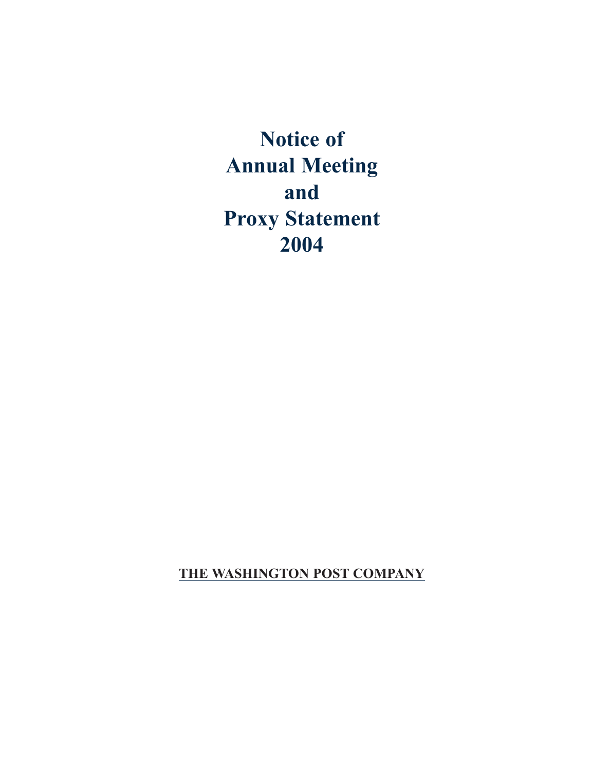# Notice of Annual Meeting and Proxy Statement 2004

**THE WASHINGTON POST COMPANY**